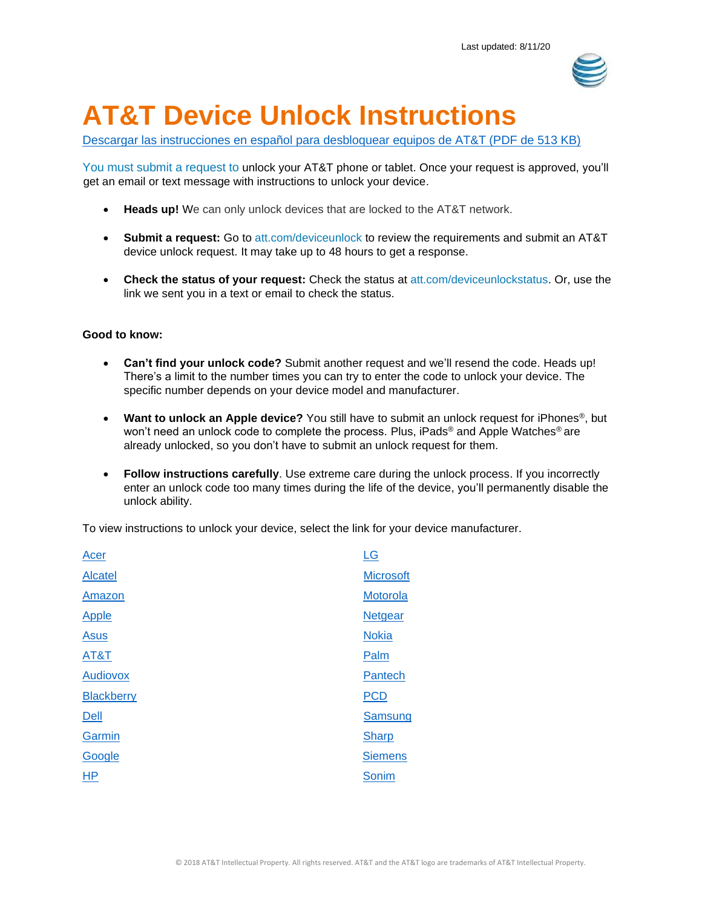Last updated: 8/11/20

# AT&T Device Unlock Instructions

Descargar las instrucciones en español para desbloquear equipos de AT&T (PDF de 513 KB)

You must submit a request to unlock your AT&T phone or tablet. Once your request is approved, you'll get an email or text message with instructions to unlock your device.

- **Heads up!** We can only unlock devices that are locked to the AT&T network.
- **Submit a request:** Go to att.com/deviceunlock to review the requirements and submit an AT&T device unlock request. It may take up to 48 hours to get a response.
- **Check the status of your request:** Check the status at att.com/deviceunlockstatus. Or, use the link we sent you in a text or email to check the status.

**Good to know:**

- **Can't find your unlock code?** Submit another request and we'll resend the code. Heads up! There's a limit to the number times you can try to enter the code to unlock your device. The specific number depends on your device model and manufacturer.
- **Want to unlock an Apple device?** You still have to submit an unlock request for iPhones®, but won't need an unlock code to complete the process. Plus, iPads® and Apple Watches® are already unlocked, so you don't have to submit an unlock request for them.
- **Follow instructions carefully**. Use extreme care during the unlock process. If you incorrectly enter an unlock code too many times during the life of the device, you'll permanently disable the unlock ability.

To view instructions to unlock your device, select the link for your device manufacturer.

- Acer
- Alcatel
- Amazon
- Apple
- Asus
- AT&T
- Audiovox
- Blackberry
- Dell
- Garmin
- Google
- HP
- LG
- Microsoft
- Motorola
- Netgear
- Nokia
- Palm
- Pantech
- PCD
- Samsung
- Sharp
- Siemens
- Sonim

© 2018 AT&T Intellectual Property. All rights reserved. AT&T and the AT&T logo are trademarks of AT&T Intellectual Property.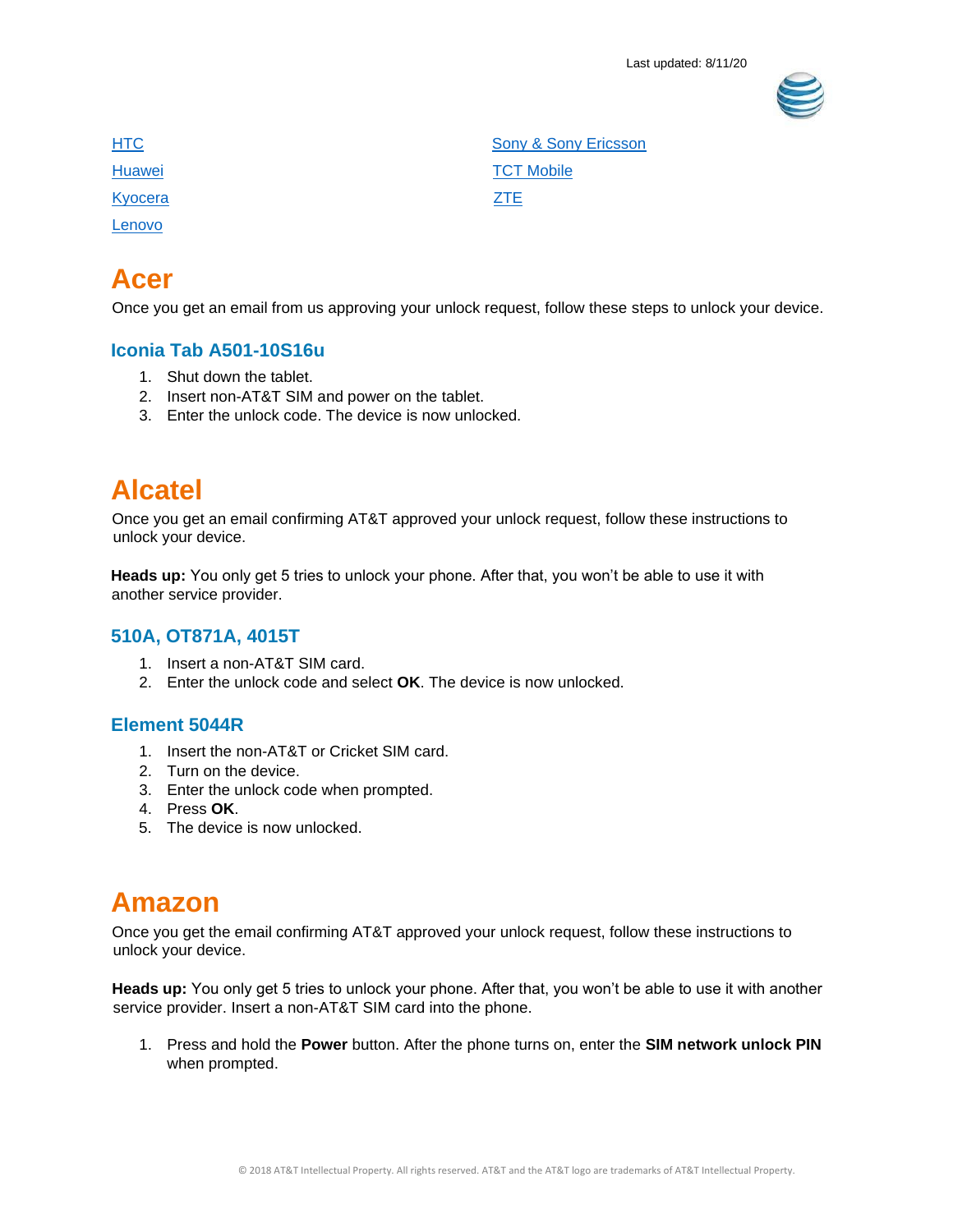Last updated: 8/11/20

- [HTC]
- [Huawei]
- [Kyocera]
- [Lenovo]
- [Sony & Sony Ericsson]
- [TCT Mobile]
- [ZTE]

# Acer

Once you get an email from us approving your unlock request, follow these steps to unlock your device.

### Iconia Tab A501-10S16u

1. Shut down the tablet.
2. Insert non-AT&T SIM and power on the tablet.
3. Enter the unlock code. The device is now unlocked.

# Alcatel

Once you get an email confirming AT&T approved your unlock request, follow these instructions to unlock your device.

**Heads up:** You only get 5 tries to unlock your phone. After that, you won't be able to use it with another service provider.

### 510A, OT871A, 4015T

1. Insert a non-AT&T SIM card.
2. Enter the unlock code and select **OK**. The device is now unlocked.

### Element 5044R

1. Insert the non-AT&T or Cricket SIM card.
2. Turn on the device.
3. Enter the unlock code when prompted.
4. Press **OK**.
5. The device is now unlocked.

# Amazon

Once you get the email confirming AT&T approved your unlock request, follow these instructions to unlock your device.

**Heads up:** You only get 5 tries to unlock your phone. After that, you won't be able to use it with another service provider. Insert a non-AT&T SIM card into the phone.

1. Press and hold the **Power** button. After the phone turns on, enter the **SIM network unlock PIN** when prompted.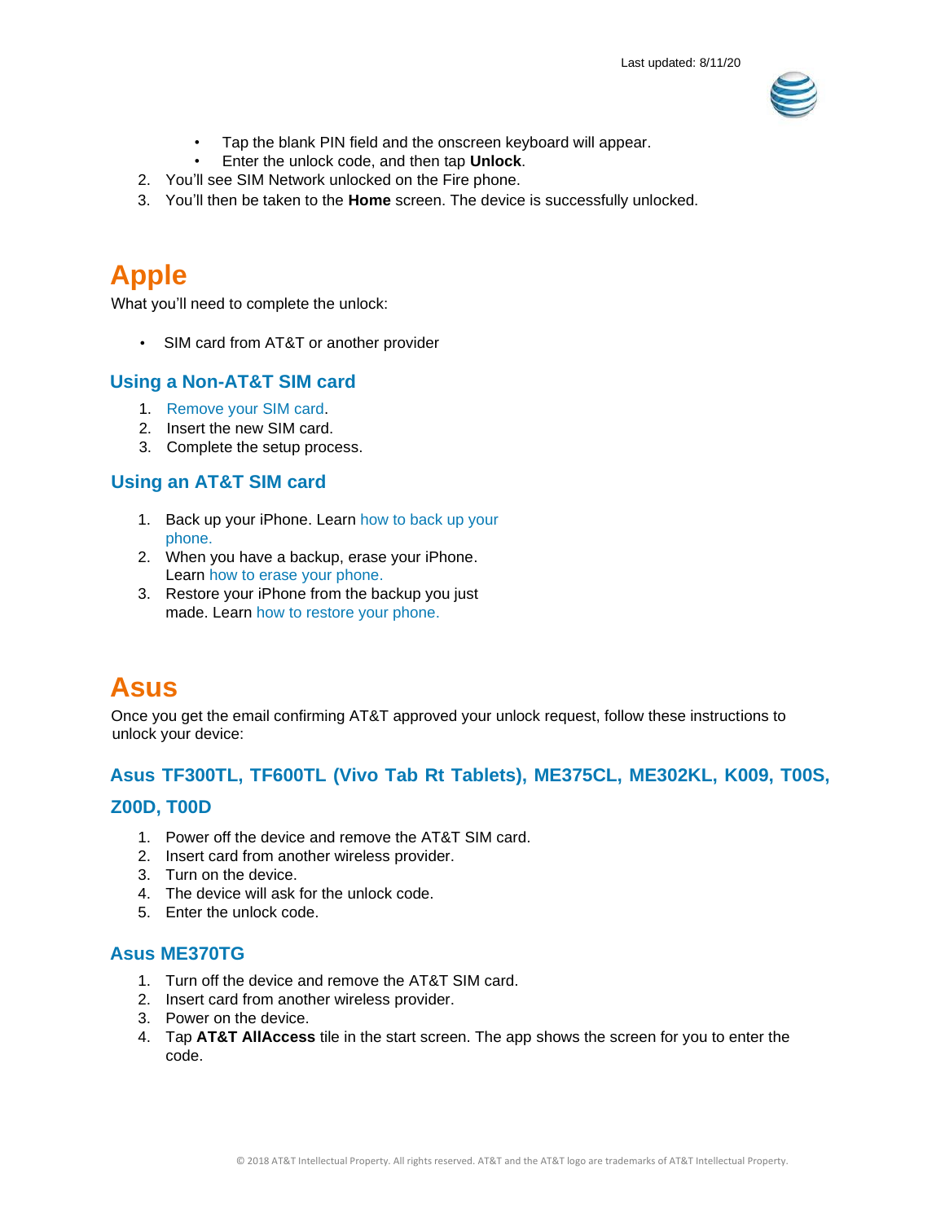- Tap the blank PIN field and the onscreen keyboard will appear.
- Enter the unlock code, and then tap **Unlock**.

2. You'll see SIM Network unlocked on the Fire phone.
3. You'll then be taken to the **Home** screen. The device is successfully unlocked.

# Apple

What you'll need to complete the unlock:

- SIM card from AT&T or another provider

## Using a Non-AT&T SIM card

1. Remove your SIM card.
2. Insert the new SIM card.
3. Complete the setup process.

## Using an AT&T SIM card

1. Back up your iPhone. Learn how to back up your phone.
2. When you have a backup, erase your iPhone. Learn how to erase your phone.
3. Restore your iPhone from the backup you just made. Learn how to restore your phone.

# Asus

Once you get the email confirming AT&T approved your unlock request, follow these instructions to unlock your device:

## Asus TF300TL, TF600TL (Vivo Tab Rt Tablets), ME375CL, ME302KL, K009, T00S, Z00D, T00D

1. Power off the device and remove the AT&T SIM card.
2. Insert card from another wireless provider.
3. Turn on the device.
4. The device will ask for the unlock code.
5. Enter the unlock code.

## Asus ME370TG

1. Turn off the device and remove the AT&T SIM card.
2. Insert card from another wireless provider.
3. Power on the device.
4. Tap **AT&T AllAccess** tile in the start screen. The app shows the screen for you to enter the code.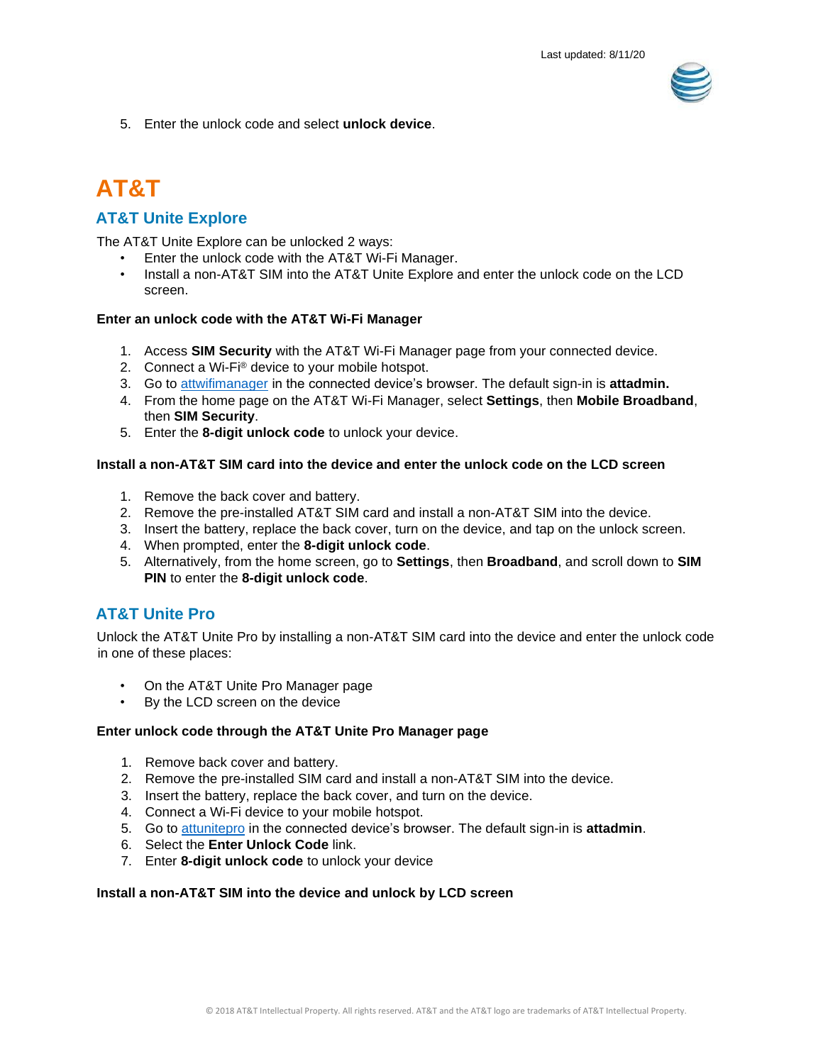5. Enter the unlock code and select **unlock device**.

# AT&T

## AT&T Unite Explore

The AT&T Unite Explore can be unlocked 2 ways:

- Enter the unlock code with the AT&T Wi-Fi Manager.
- Install a non-AT&T SIM into the AT&T Unite Explore and enter the unlock code on the LCD screen.

**Enter an unlock code with the AT&T Wi-Fi Manager**

1. Access **SIM Security** with the AT&T Wi-Fi Manager page from your connected device.
2. Connect a Wi-Fi® device to your mobile hotspot.
3. Go to attwifimanager in the connected device's browser. The default sign-in is **attadmin.**
4. From the home page on the AT&T Wi-Fi Manager, select **Settings**, then **Mobile Broadband**, then **SIM Security**.
5. Enter the **8-digit unlock code** to unlock your device.

**Install a non-AT&T SIM card into the device and enter the unlock code on the LCD screen**

1. Remove the back cover and battery.
2. Remove the pre-installed AT&T SIM card and install a non-AT&T SIM into the device.
3. Insert the battery, replace the back cover, turn on the device, and tap on the unlock screen.
4. When prompted, enter the **8-digit unlock code**.
5. Alternatively, from the home screen, go to **Settings**, then **Broadband**, and scroll down to **SIM PIN** to enter the **8-digit unlock code**.

## AT&T Unite Pro

Unlock the AT&T Unite Pro by installing a non-AT&T SIM card into the device and enter the unlock code in one of these places:

- On the AT&T Unite Pro Manager page
- By the LCD screen on the device

**Enter unlock code through the AT&T Unite Pro Manager page**

1. Remove back cover and battery.
2. Remove the pre-installed SIM card and install a non-AT&T SIM into the device.
3. Insert the battery, replace the back cover, and turn on the device.
4. Connect a Wi-Fi device to your mobile hotspot.
5. Go to attunitepro in the connected device's browser. The default sign-in is **attadmin**.
6. Select the **Enter Unlock Code** link.
7. Enter **8-digit unlock code** to unlock your device

**Install a non-AT&T SIM into the device and unlock by LCD screen**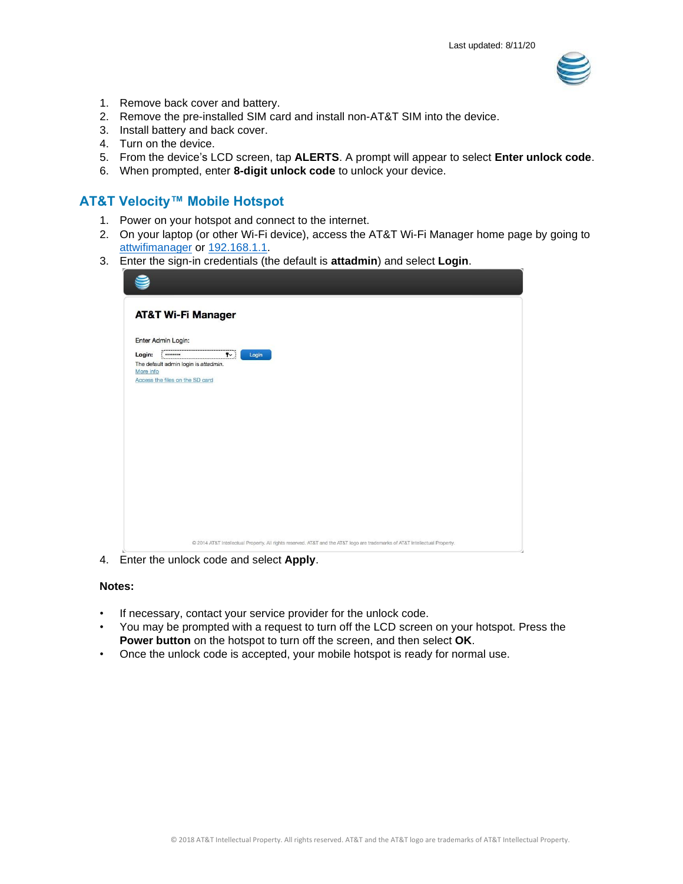1. Remove back cover and battery.
2. Remove the pre-installed SIM card and install non-AT&T SIM into the device.
3. Install battery and back cover.
4. Turn on the device.
5. From the device's LCD screen, tap **ALERTS**. A prompt will appear to select **Enter unlock code**.
6. When prompted, enter **8-digit unlock code** to unlock your device.

## AT&T Velocity™ Mobile Hotspot

1. Power on your hotspot and connect to the internet.
2. On your laptop (or other Wi-Fi device), access the AT&T Wi-Fi Manager home page by going to attwifimanager or 192.168.1.1.
3. Enter the sign-in credentials (the default is **attadmin**) and select **Login**.

AT&T Wi-Fi Manager

Enter Admin Login:

Login: •••••••• Login

The default admin login is *attadmin*.

More info

Access the files on the SD card

© 2014 AT&T Intellectual Property. All rights reserved. AT&T and the AT&T logo are trademarks of AT&T Intellectual Property.

4. Enter the unlock code and select **Apply**.

**Notes:**

- If necessary, contact your service provider for the unlock code.
- You may be prompted with a request to turn off the LCD screen on your hotspot. Press the **Power button** on the hotspot to turn off the screen, and then select **OK**.
- Once the unlock code is accepted, your mobile hotspot is ready for normal use.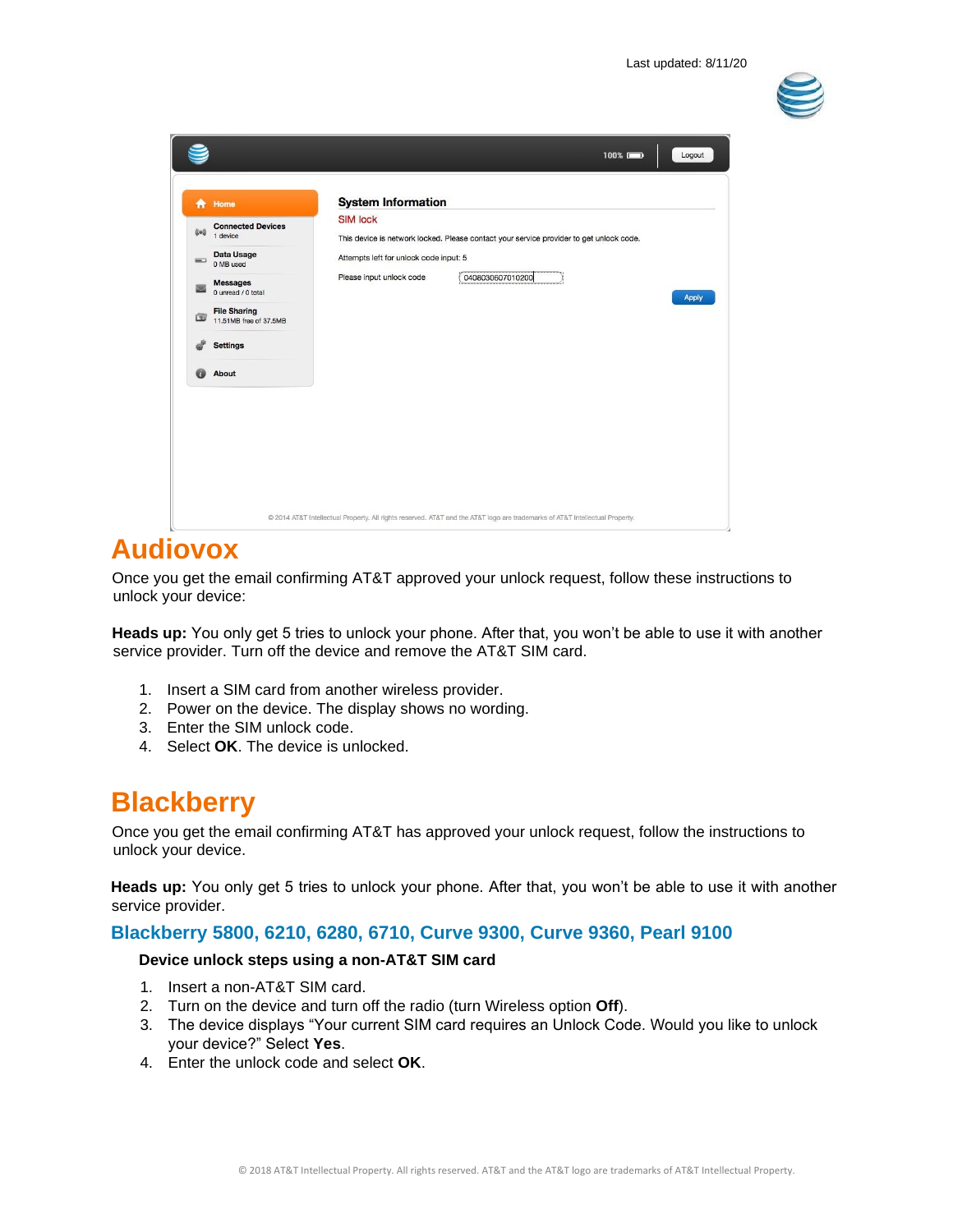# Audiovox

Once you get the email confirming AT&T approved your unlock request, follow these instructions to unlock your device:

**Heads up:** You only get 5 tries to unlock your phone. After that, you won't be able to use it with another service provider. Turn off the device and remove the AT&T SIM card.

1. Insert a SIM card from another wireless provider.
2. Power on the device. The display shows no wording.
3. Enter the SIM unlock code.
4. Select **OK**. The device is unlocked.

# Blackberry

Once you get the email confirming AT&T has approved your unlock request, follow the instructions to unlock your device.

**Heads up:** You only get 5 tries to unlock your phone. After that, you won't be able to use it with another service provider.

## Blackberry 5800, 6210, 6280, 6710, Curve 9300, Curve 9360, Pearl 9100

**Device unlock steps using a non-AT&T SIM card**

1. Insert a non-AT&T SIM card.
2. Turn on the device and turn off the radio (turn Wireless option **Off**).
3. The device displays "Your current SIM card requires an Unlock Code. Would you like to unlock your device?" Select **Yes**.
4. Enter the unlock code and select **OK**.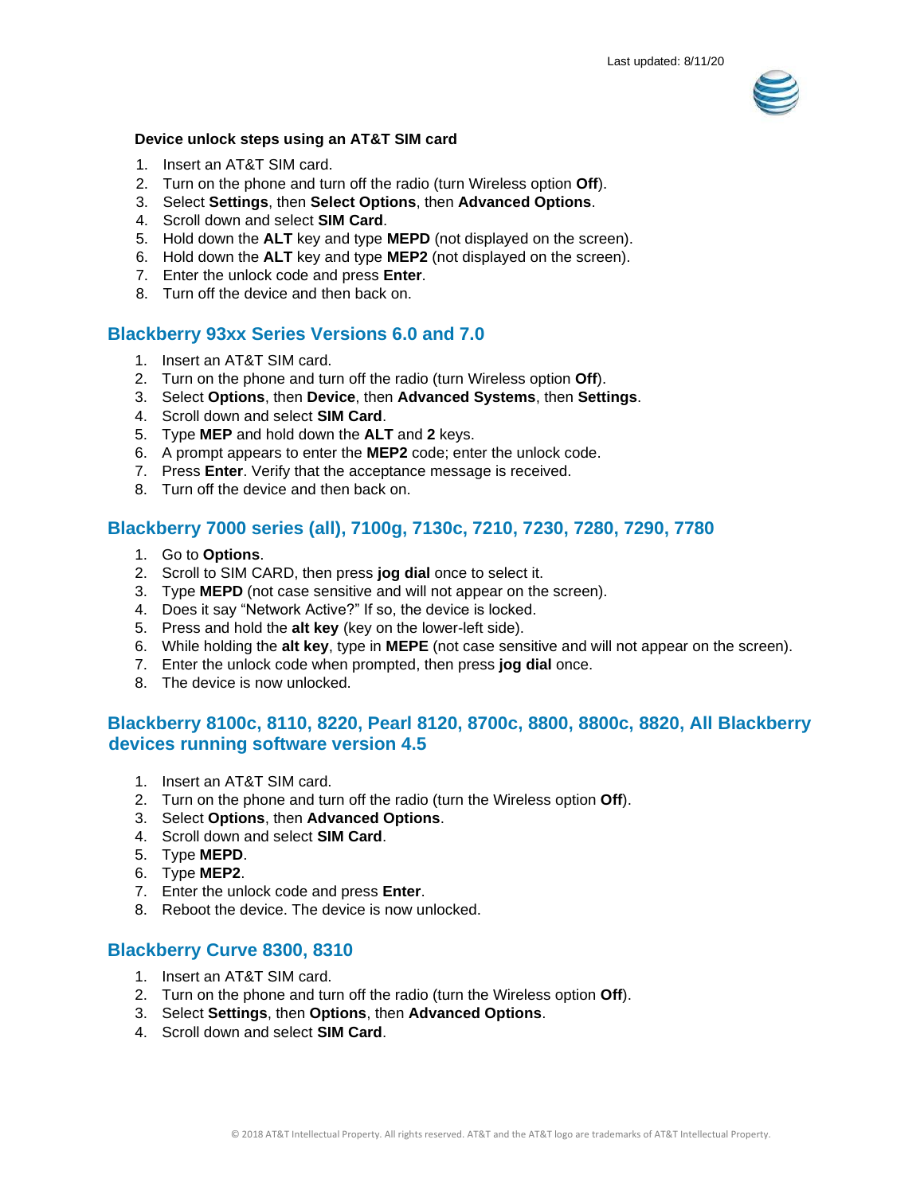**Device unlock steps using an AT&T SIM card**

1. Insert an AT&T SIM card.
2. Turn on the phone and turn off the radio (turn Wireless option **Off**).
3. Select **Settings**, then **Select Options**, then **Advanced Options**.
4. Scroll down and select **SIM Card**.
5. Hold down the **ALT** key and type **MEPD** (not displayed on the screen).
6. Hold down the **ALT** key and type **MEP2** (not displayed on the screen).
7. Enter the unlock code and press **Enter**.
8. Turn off the device and then back on.

## Blackberry 93xx Series Versions 6.0 and 7.0

1. Insert an AT&T SIM card.
2. Turn on the phone and turn off the radio (turn Wireless option **Off**).
3. Select **Options**, then **Device**, then **Advanced Systems**, then **Settings**.
4. Scroll down and select **SIM Card**.
5. Type **MEP** and hold down the **ALT** and **2** keys.
6. A prompt appears to enter the **MEP2** code; enter the unlock code.
7. Press **Enter**. Verify that the acceptance message is received.
8. Turn off the device and then back on.

## Blackberry 7000 series (all), 7100g, 7130c, 7210, 7230, 7280, 7290, 7780

1. Go to **Options**.
2. Scroll to SIM CARD, then press **jog dial** once to select it.
3. Type **MEPD** (not case sensitive and will not appear on the screen).
4. Does it say "Network Active?" If so, the device is locked.
5. Press and hold the **alt key** (key on the lower-left side).
6. While holding the **alt key**, type in **MEPE** (not case sensitive and will not appear on the screen).
7. Enter the unlock code when prompted, then press **jog dial** once.
8. The device is now unlocked.

## Blackberry 8100c, 8110, 8220, Pearl 8120, 8700c, 8800, 8800c, 8820, All Blackberry devices running software version 4.5

1. Insert an AT&T SIM card.
2. Turn on the phone and turn off the radio (turn the Wireless option **Off**).
3. Select **Options**, then **Advanced Options**.
4. Scroll down and select **SIM Card**.
5. Type **MEPD**.
6. Type **MEP2**.
7. Enter the unlock code and press **Enter**.
8. Reboot the device. The device is now unlocked.

## Blackberry Curve 8300, 8310

1. Insert an AT&T SIM card.
2. Turn on the phone and turn off the radio (turn the Wireless option **Off**).
3. Select **Settings**, then **Options**, then **Advanced Options**.
4. Scroll down and select **SIM Card**.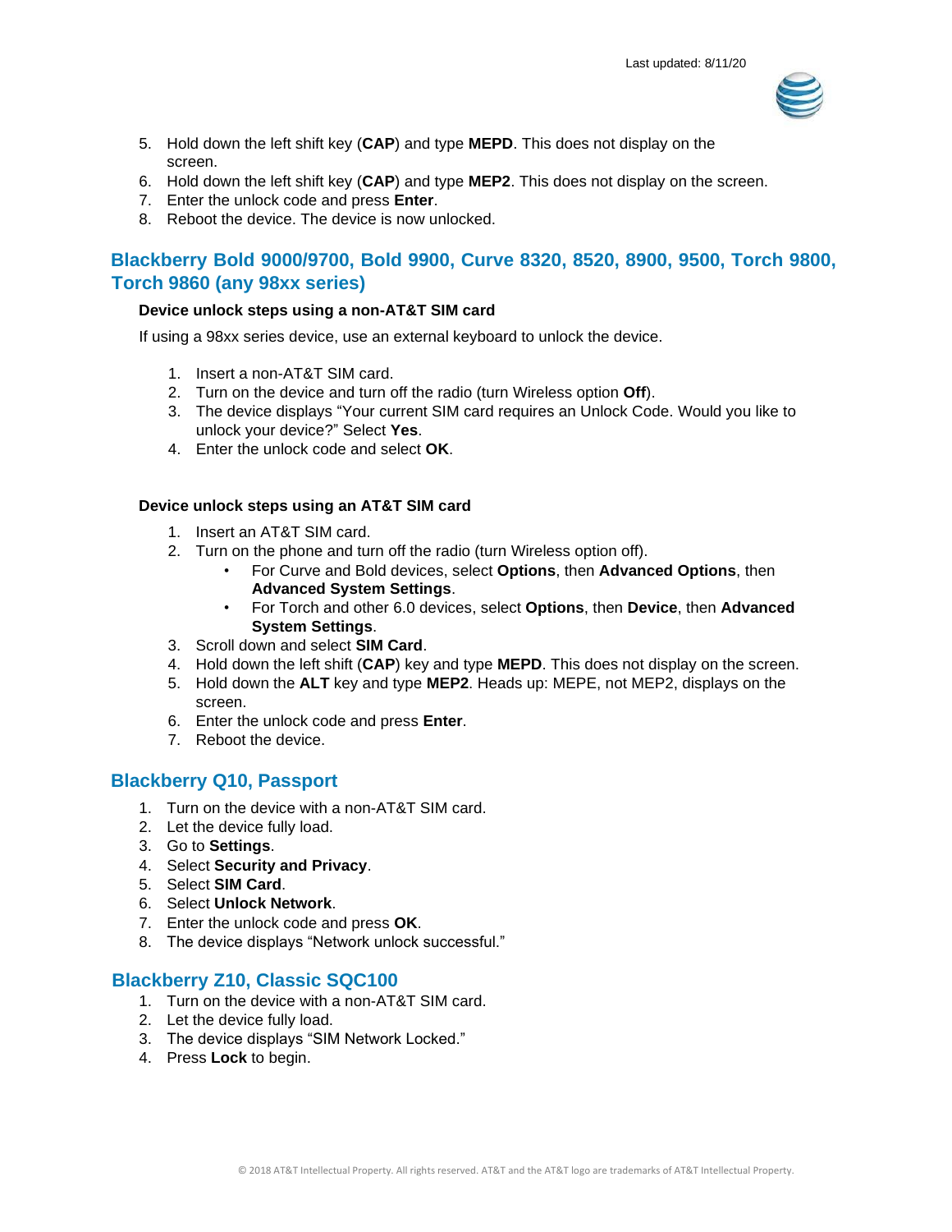5. Hold down the left shift key (**CAP**) and type **MEPD**. This does not display on the screen.
6. Hold down the left shift key (**CAP**) and type **MEP2**. This does not display on the screen.
7. Enter the unlock code and press **Enter**.
8. Reboot the device. The device is now unlocked.

## Blackberry Bold 9000/9700, Bold 9900, Curve 8320, 8520, 8900, 9500, Torch 9800, Torch 9860 (any 98xx series)

**Device unlock steps using a non-AT&T SIM card**

If using a 98xx series device, use an external keyboard to unlock the device.

1. Insert a non-AT&T SIM card.
2. Turn on the device and turn off the radio (turn Wireless option **Off**).
3. The device displays "Your current SIM card requires an Unlock Code. Would you like to unlock your device?" Select **Yes**.
4. Enter the unlock code and select **OK**.

**Device unlock steps using an AT&T SIM card**

1. Insert an AT&T SIM card.
2. Turn on the phone and turn off the radio (turn Wireless option off).
    - For Curve and Bold devices, select **Options**, then **Advanced Options**, then **Advanced System Settings**.
    - For Torch and other 6.0 devices, select **Options**, then **Device**, then **Advanced System Settings**.
3. Scroll down and select **SIM Card**.
4. Hold down the left shift (**CAP**) key and type **MEPD**. This does not display on the screen.
5. Hold down the **ALT** key and type **MEP2**. Heads up: MEPE, not MEP2, displays on the screen.
6. Enter the unlock code and press **Enter**.
7. Reboot the device.

## Blackberry Q10, Passport

1. Turn on the device with a non-AT&T SIM card.
2. Let the device fully load.
3. Go to **Settings**.
4. Select **Security and Privacy**.
5. Select **SIM Card**.
6. Select **Unlock Network**.
7. Enter the unlock code and press **OK**.
8. The device displays "Network unlock successful."

## Blackberry Z10, Classic SQC100

1. Turn on the device with a non-AT&T SIM card.
2. Let the device fully load.
3. The device displays "SIM Network Locked."
4. Press **Lock** to begin.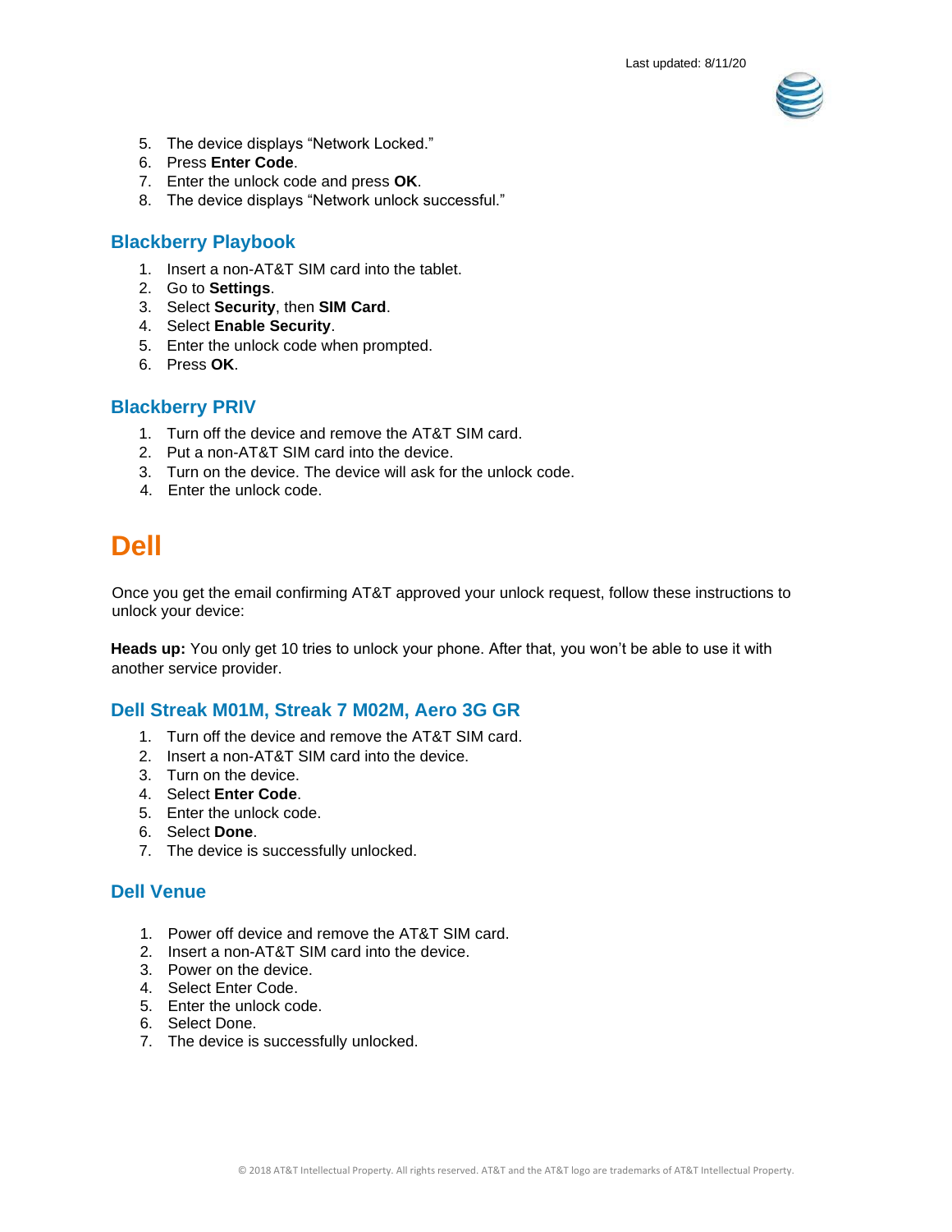5. The device displays “Network Locked.”
6. Press **Enter Code**.
7. Enter the unlock code and press **OK**.
8. The device displays “Network unlock successful.”

### Blackberry Playbook

1. Insert a non-AT&T SIM card into the tablet.
2. Go to **Settings**.
3. Select **Security**, then **SIM Card**.
4. Select **Enable Security**.
5. Enter the unlock code when prompted.
6. Press **OK**.

### Blackberry PRIV

1. Turn off the device and remove the AT&T SIM card.
2. Put a non-AT&T SIM card into the device.
3. Turn on the device. The device will ask for the unlock code.
4. Enter the unlock code.

# Dell

Once you get the email confirming AT&T approved your unlock request, follow these instructions to unlock your device:

**Heads up:** You only get 10 tries to unlock your phone. After that, you won’t be able to use it with another service provider.

### Dell Streak M01M, Streak 7 M02M, Aero 3G GR

1. Turn off the device and remove the AT&T SIM card.
2. Insert a non-AT&T SIM card into the device.
3. Turn on the device.
4. Select **Enter Code**.
5. Enter the unlock code.
6. Select **Done**.
7. The device is successfully unlocked.

### Dell Venue

1. Power off device and remove the AT&T SIM card.
2. Insert a non-AT&T SIM card into the device.
3. Power on the device.
4. Select Enter Code.
5. Enter the unlock code.
6. Select Done.
7. The device is successfully unlocked.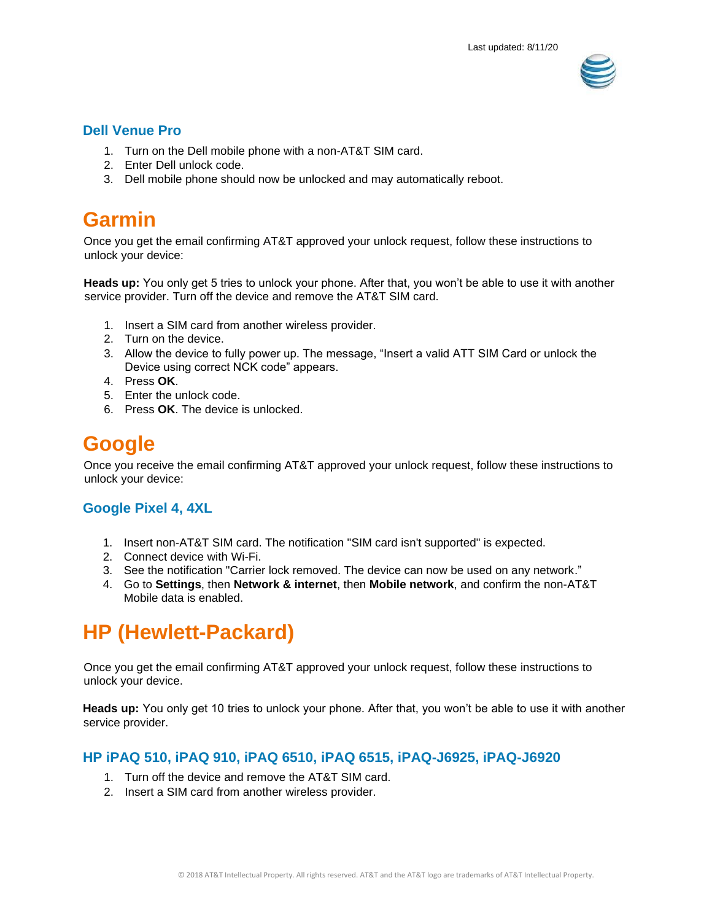### Dell Venue Pro

1. Turn on the Dell mobile phone with a non-AT&T SIM card.
2. Enter Dell unlock code.
3. Dell mobile phone should now be unlocked and may automatically reboot.

## Garmin

Once you get the email confirming AT&T approved your unlock request, follow these instructions to unlock your device:

**Heads up:** You only get 5 tries to unlock your phone. After that, you won't be able to use it with another service provider. Turn off the device and remove the AT&T SIM card.

1. Insert a SIM card from another wireless provider.
2. Turn on the device.
3. Allow the device to fully power up. The message, "Insert a valid ATT SIM Card or unlock the Device using correct NCK code" appears.
4. Press **OK**.
5. Enter the unlock code.
6. Press **OK**. The device is unlocked.

## Google

Once you receive the email confirming AT&T approved your unlock request, follow these instructions to unlock your device:

### Google Pixel 4, 4XL

1. Insert non-AT&T SIM card. The notification "SIM card isn't supported" is expected.
2. Connect device with Wi-Fi.
3. See the notification "Carrier lock removed. The device can now be used on any network."
4. Go to **Settings**, then **Network & internet**, then **Mobile network**, and confirm the non-AT&T Mobile data is enabled.

## HP (Hewlett-Packard)

Once you get the email confirming AT&T approved your unlock request, follow these instructions to unlock your device.

**Heads up:** You only get 10 tries to unlock your phone. After that, you won't be able to use it with another service provider.

### HP iPAQ 510, iPAQ 910, iPAQ 6510, iPAQ 6515, iPAQ-J6925, iPAQ-J6920

1. Turn off the device and remove the AT&T SIM card.
2. Insert a SIM card from another wireless provider.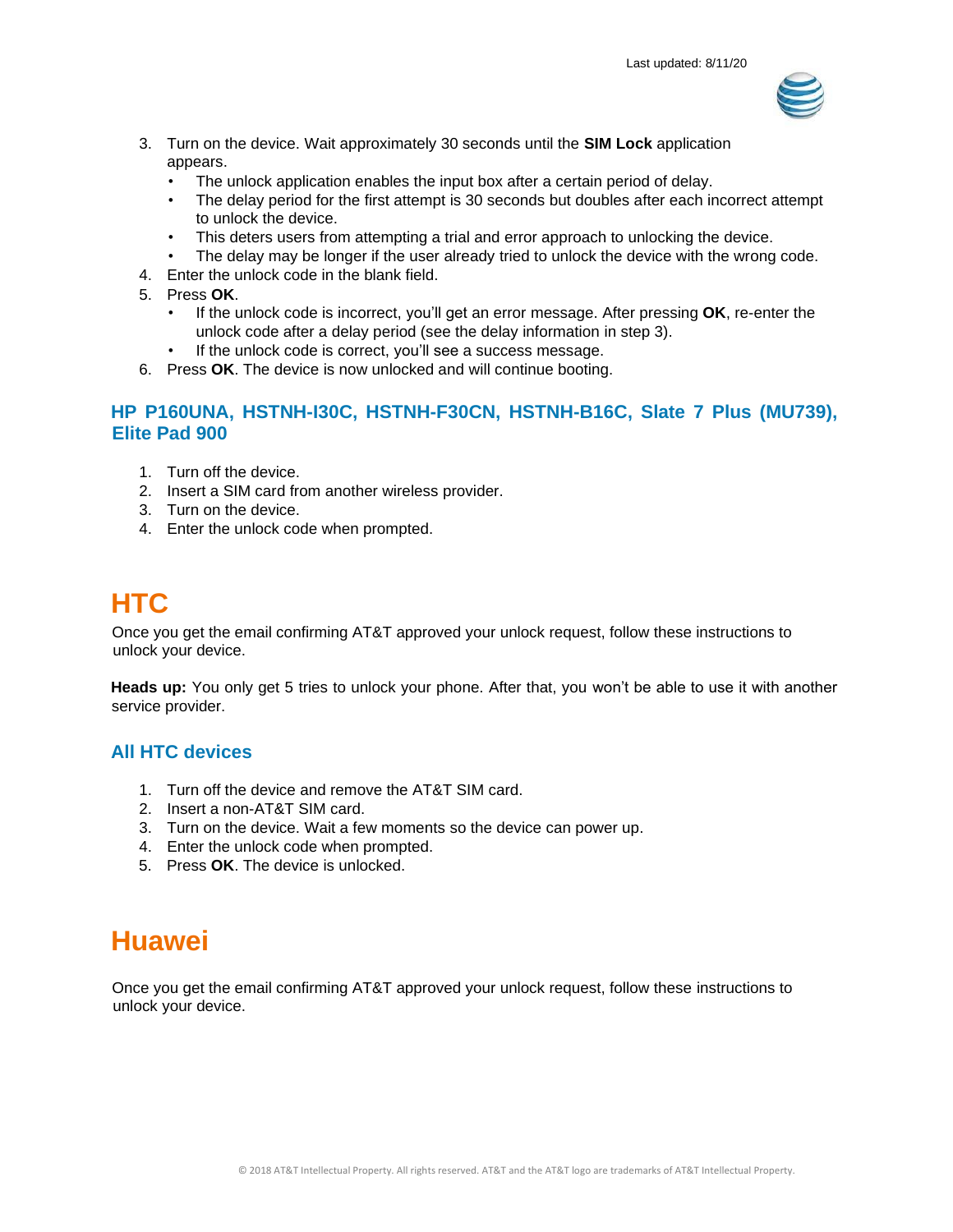3. Turn on the device. Wait approximately 30 seconds until the **SIM Lock** application appears.
   - The unlock application enables the input box after a certain period of delay.
   - The delay period for the first attempt is 30 seconds but doubles after each incorrect attempt to unlock the device.
   - This deters users from attempting a trial and error approach to unlocking the device.
   - The delay may be longer if the user already tried to unlock the device with the wrong code.
4. Enter the unlock code in the blank field.
5. Press **OK**.
   - If the unlock code is incorrect, you'll get an error message. After pressing **OK**, re-enter the unlock code after a delay period (see the delay information in step 3).
   - If the unlock code is correct, you'll see a success message.
6. Press **OK**. The device is now unlocked and will continue booting.

### HP P160UNA, HSTNH-I30C, HSTNH-F30CN, HSTNH-B16C, Slate 7 Plus (MU739), Elite Pad 900

1. Turn off the device.
2. Insert a SIM card from another wireless provider.
3. Turn on the device.
4. Enter the unlock code when prompted.

## HTC

Once you get the email confirming AT&T approved your unlock request, follow these instructions to unlock your device.

**Heads up:** You only get 5 tries to unlock your phone. After that, you won't be able to use it with another service provider.

### All HTC devices

1. Turn off the device and remove the AT&T SIM card.
2. Insert a non-AT&T SIM card.
3. Turn on the device. Wait a few moments so the device can power up.
4. Enter the unlock code when prompted.
5. Press **OK**. The device is unlocked.

## Huawei

Once you get the email confirming AT&T approved your unlock request, follow these instructions to unlock your device.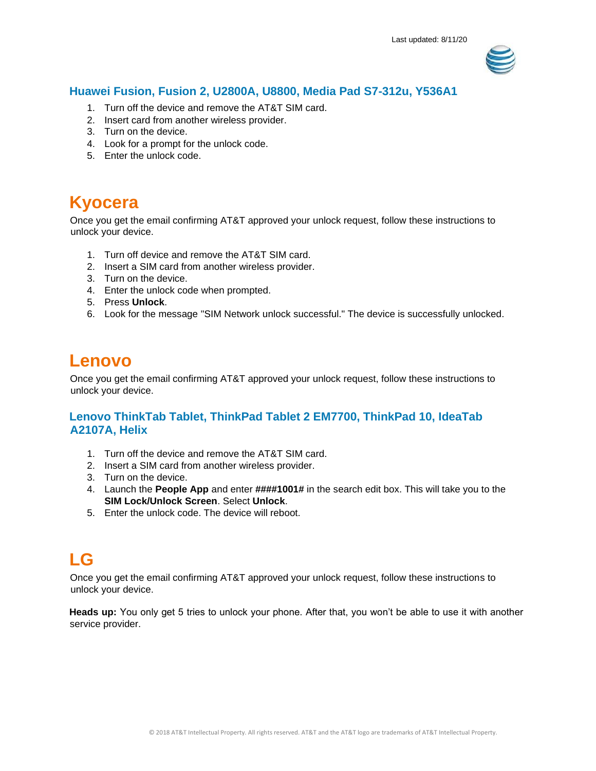### Huawei Fusion, Fusion 2, U2800A, U8800, Media Pad S7-312u, Y536A1

1. Turn off the device and remove the AT&T SIM card.
2. Insert card from another wireless provider.
3. Turn on the device.
4. Look for a prompt for the unlock code.
5. Enter the unlock code.

## Kyocera

Once you get the email confirming AT&T approved your unlock request, follow these instructions to unlock your device.

1. Turn off device and remove the AT&T SIM card.
2. Insert a SIM card from another wireless provider.
3. Turn on the device.
4. Enter the unlock code when prompted.
5. Press **Unlock**.
6. Look for the message "SIM Network unlock successful." The device is successfully unlocked.

## Lenovo

Once you get the email confirming AT&T approved your unlock request, follow these instructions to unlock your device.

### Lenovo ThinkTab Tablet, ThinkPad Tablet 2 EM7700, ThinkPad 10, IdeaTab A2107A, Helix

1. Turn off the device and remove the AT&T SIM card.
2. Insert a SIM card from another wireless provider.
3. Turn on the device.
4. Launch the **People App** and enter **####1001#** in the search edit box. This will take you to the **SIM Lock/Unlock Screen**. Select **Unlock**.
5. Enter the unlock code. The device will reboot.

## LG

Once you get the email confirming AT&T approved your unlock request, follow these instructions to unlock your device.

**Heads up:** You only get 5 tries to unlock your phone. After that, you won't be able to use it with another service provider.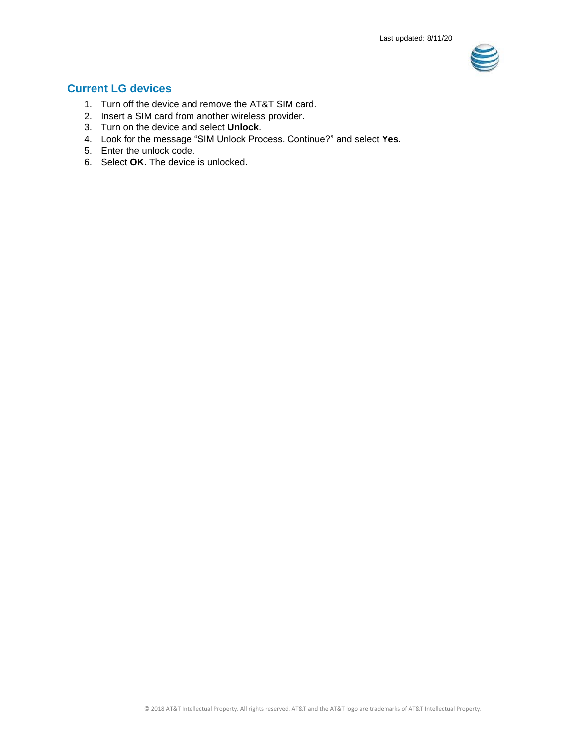## Current LG devices

1. Turn off the device and remove the AT&T SIM card.
2. Insert a SIM card from another wireless provider.
3. Turn on the device and select **Unlock**.
4. Look for the message "SIM Unlock Process. Continue?" and select **Yes**.
5. Enter the unlock code.
6. Select **OK**. The device is unlocked.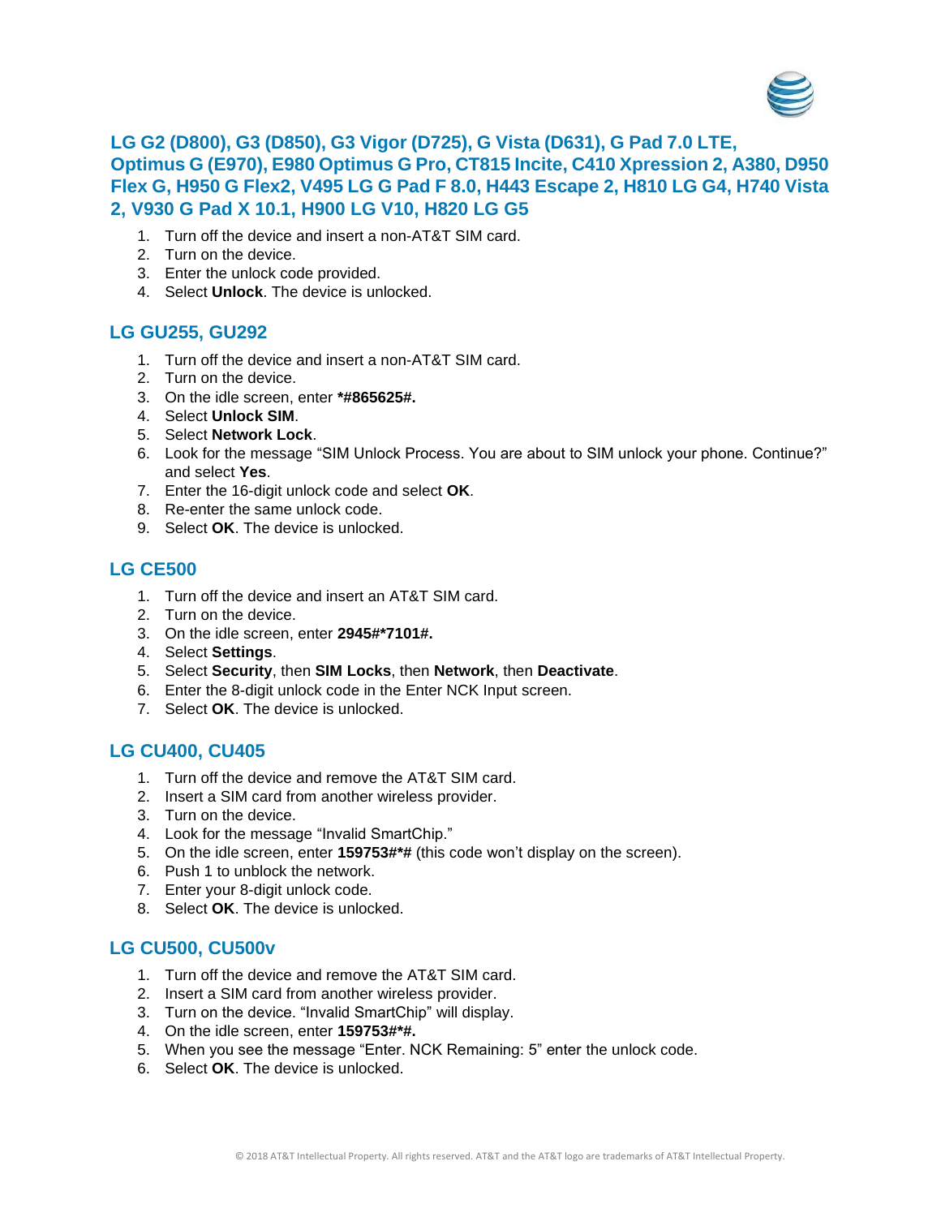## LG G2 (D800), G3 (D850), G3 Vigor (D725), G Vista (D631), G Pad 7.0 LTE, Optimus G (E970), E980 Optimus G Pro, CT815 Incite, C410 Xpression 2, A380, D950 Flex G, H950 G Flex2, V495 LG G Pad F 8.0, H443 Escape 2, H810 LG G4, H740 Vista 2, V930 G Pad X 10.1, H900 LG V10, H820 LG G5

1. Turn off the device and insert a non-AT&T SIM card.
2. Turn on the device.
3. Enter the unlock code provided.
4. Select **Unlock**. The device is unlocked.

## LG GU255, GU292

1. Turn off the device and insert a non-AT&T SIM card.
2. Turn on the device.
3. On the idle screen, enter ***#865625#.**
4. Select **Unlock SIM**.
5. Select **Network Lock**.
6. Look for the message "SIM Unlock Process. You are about to SIM unlock your phone. Continue?" and select **Yes**.
7. Enter the 16-digit unlock code and select **OK**.
8. Re-enter the same unlock code.
9. Select **OK**. The device is unlocked.

## LG CE500

1. Turn off the device and insert an AT&T SIM card.
2. Turn on the device.
3. On the idle screen, enter **2945#*7101#.**
4. Select **Settings**.
5. Select **Security**, then **SIM Locks**, then **Network**, then **Deactivate**.
6. Enter the 8-digit unlock code in the Enter NCK Input screen.
7. Select **OK**. The device is unlocked.

## LG CU400, CU405

1. Turn off the device and remove the AT&T SIM card.
2. Insert a SIM card from another wireless provider.
3. Turn on the device.
4. Look for the message "Invalid SmartChip."
5. On the idle screen, enter **159753#*#** (this code won't display on the screen).
6. Push 1 to unblock the network.
7. Enter your 8-digit unlock code.
8. Select **OK**. The device is unlocked.

## LG CU500, CU500v

1. Turn off the device and remove the AT&T SIM card.
2. Insert a SIM card from another wireless provider.
3. Turn on the device. "Invalid SmartChip" will display.
4. On the idle screen, enter **159753#*#.**
5. When you see the message "Enter. NCK Remaining: 5" enter the unlock code.
6. Select **OK**. The device is unlocked.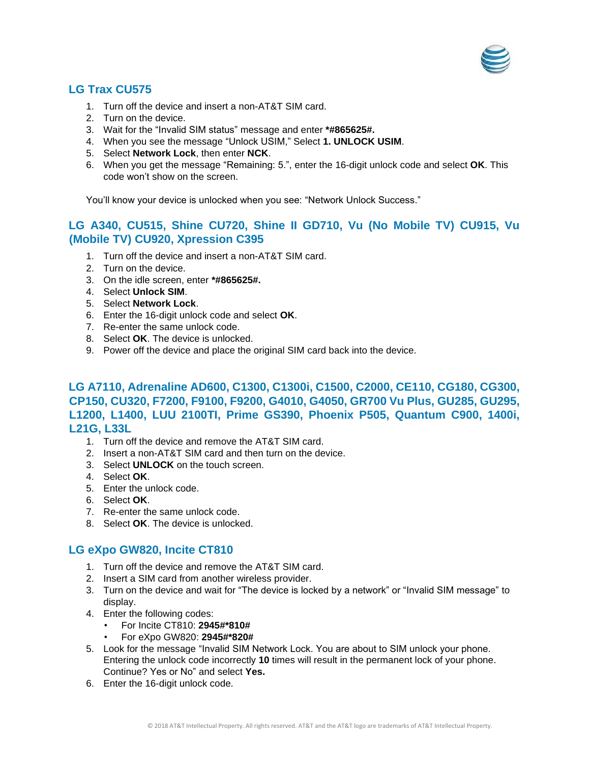## LG Trax CU575

1. Turn off the device and insert a non-AT&T SIM card.
2. Turn on the device.
3. Wait for the "Invalid SIM status" message and enter ***#865625#.**
4. When you see the message "Unlock USIM," Select **1. UNLOCK USIM**.
5. Select **Network Lock**, then enter **NCK**.
6. When you get the message "Remaining: 5.", enter the 16-digit unlock code and select **OK**. This code won't show on the screen.

You'll know your device is unlocked when you see: "Network Unlock Success."

## LG A340, CU515, Shine CU720, Shine II GD710, Vu (No Mobile TV) CU915, Vu (Mobile TV) CU920, Xpression C395

1. Turn off the device and insert a non-AT&T SIM card.
2. Turn on the device.
3. On the idle screen, enter ***#865625#.**
4. Select **Unlock SIM**.
5. Select **Network Lock**.
6. Enter the 16-digit unlock code and select **OK**.
7. Re-enter the same unlock code.
8. Select **OK**. The device is unlocked.
9. Power off the device and place the original SIM card back into the device.

## LG A7110, Adrenaline AD600, C1300, C1300i, C1500, C2000, CE110, CG180, CG300, CP150, CU320, F7200, F9100, F9200, G4010, G4050, GR700 Vu Plus, GU285, GU295, L1200, L1400, LUU 2100TI, Prime GS390, Phoenix P505, Quantum C900, 1400i, L21G, L33L

1. Turn off the device and remove the AT&T SIM card.
2. Insert a non-AT&T SIM card and then turn on the device.
3. Select **UNLOCK** on the touch screen.
4. Select **OK**.
5. Enter the unlock code.
6. Select **OK**.
7. Re-enter the same unlock code.
8. Select **OK**. The device is unlocked.

## LG eXpo GW820, Incite CT810

1. Turn off the device and remove the AT&T SIM card.
2. Insert a SIM card from another wireless provider.
3. Turn on the device and wait for "The device is locked by a network" or "Invalid SIM message" to display.
4. Enter the following codes:
   - For Incite CT810: **2945#*810#**
   - For eXpo GW820: **2945#*820#**
5. Look for the message "Invalid SIM Network Lock. You are about to SIM unlock your phone. Entering the unlock code incorrectly **10** times will result in the permanent lock of your phone. Continue? Yes or No" and select **Yes.**
6. Enter the 16-digit unlock code.

© 2018 AT&T Intellectual Property. All rights reserved. AT&T and the AT&T logo are trademarks of AT&T Intellectual Property.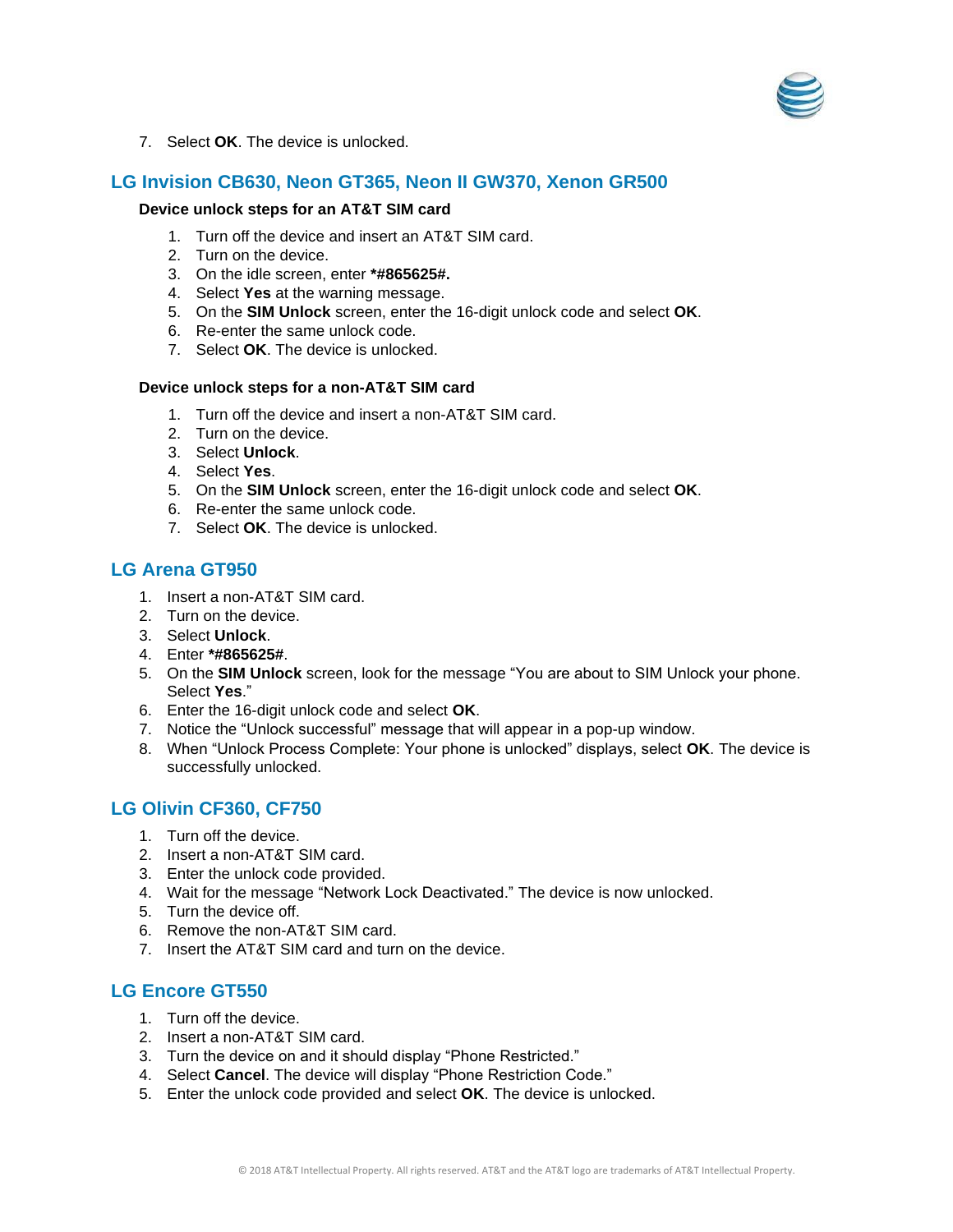7. Select **OK**. The device is unlocked.

## LG Invision CB630, Neon GT365, Neon II GW370, Xenon GR500

### Device unlock steps for an AT&T SIM card

1. Turn off the device and insert an AT&T SIM card.
2. Turn on the device.
3. On the idle screen, enter ***#865625#.**
4. Select **Yes** at the warning message.
5. On the **SIM Unlock** screen, enter the 16-digit unlock code and select **OK**.
6. Re-enter the same unlock code.
7. Select **OK**. The device is unlocked.

### Device unlock steps for a non-AT&T SIM card

1. Turn off the device and insert a non-AT&T SIM card.
2. Turn on the device.
3. Select **Unlock**.
4. Select **Yes**.
5. On the **SIM Unlock** screen, enter the 16-digit unlock code and select **OK**.
6. Re-enter the same unlock code.
7. Select **OK**. The device is unlocked.

## LG Arena GT950

1. Insert a non-AT&T SIM card.
2. Turn on the device.
3. Select **Unlock**.
4. Enter ***#865625#**.
5. On the **SIM Unlock** screen, look for the message "You are about to SIM Unlock your phone. Select **Yes**."
6. Enter the 16-digit unlock code and select **OK**.
7. Notice the "Unlock successful" message that will appear in a pop-up window.
8. When "Unlock Process Complete: Your phone is unlocked" displays, select **OK**. The device is successfully unlocked.

## LG Olivin CF360, CF750

1. Turn off the device.
2. Insert a non-AT&T SIM card.
3. Enter the unlock code provided.
4. Wait for the message "Network Lock Deactivated." The device is now unlocked.
5. Turn the device off.
6. Remove the non-AT&T SIM card.
7. Insert the AT&T SIM card and turn on the device.

## LG Encore GT550

1. Turn off the device.
2. Insert a non-AT&T SIM card.
3. Turn the device on and it should display "Phone Restricted."
4. Select **Cancel**. The device will display "Phone Restriction Code."
5. Enter the unlock code provided and select **OK**. The device is unlocked.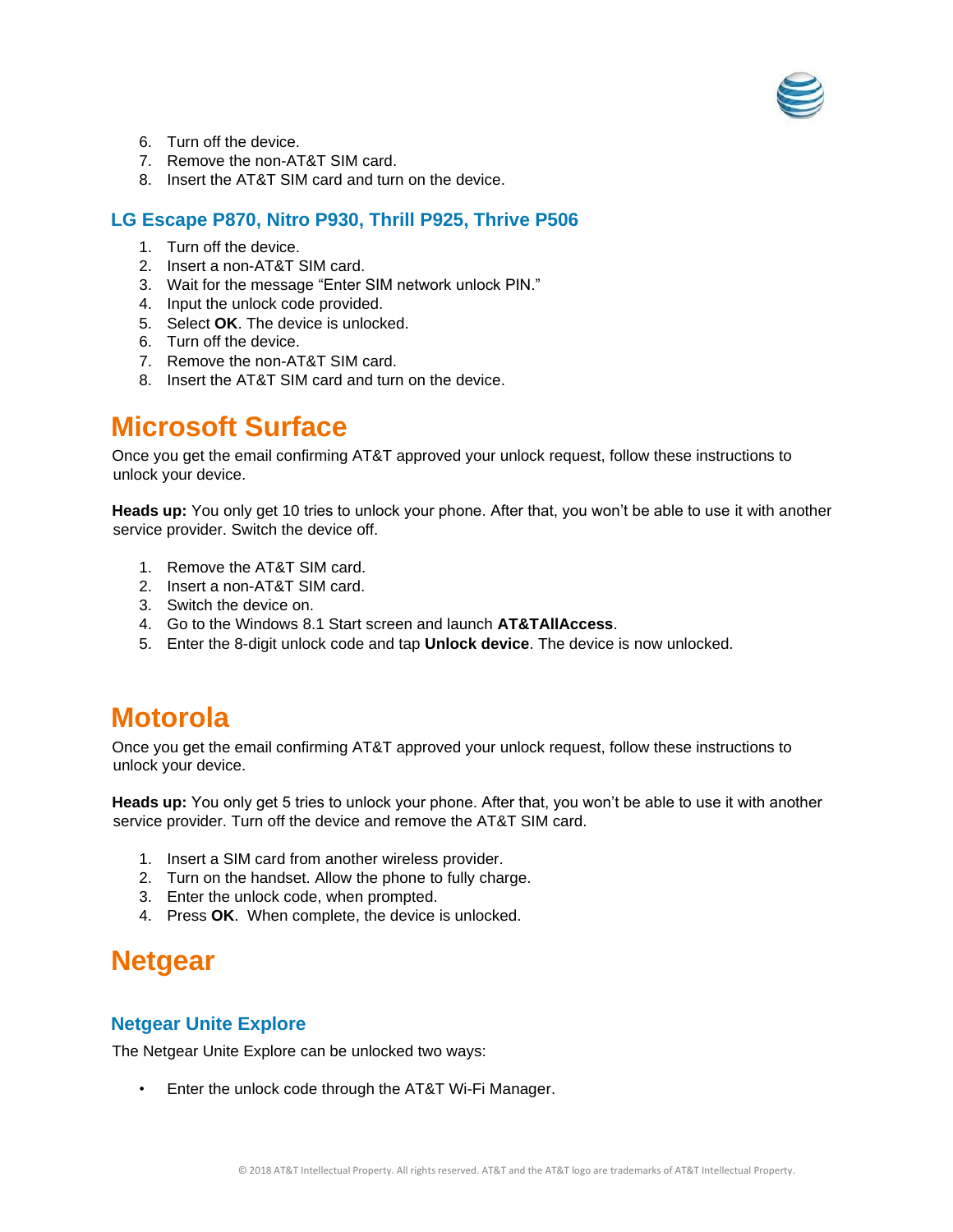6. Turn off the device.
7. Remove the non-AT&T SIM card.
8. Insert the AT&T SIM card and turn on the device.

### LG Escape P870, Nitro P930, Thrill P925, Thrive P506

1. Turn off the device.
2. Insert a non-AT&T SIM card.
3. Wait for the message "Enter SIM network unlock PIN."
4. Input the unlock code provided.
5. Select **OK**. The device is unlocked.
6. Turn off the device.
7. Remove the non-AT&T SIM card.
8. Insert the AT&T SIM card and turn on the device.

## Microsoft Surface

Once you get the email confirming AT&T approved your unlock request, follow these instructions to unlock your device.

**Heads up:** You only get 10 tries to unlock your phone. After that, you won't be able to use it with another service provider. Switch the device off.

1. Remove the AT&T SIM card.
2. Insert a non-AT&T SIM card.
3. Switch the device on.
4. Go to the Windows 8.1 Start screen and launch **AT&TAllAccess**.
5. Enter the 8-digit unlock code and tap **Unlock device**. The device is now unlocked.

## Motorola

Once you get the email confirming AT&T approved your unlock request, follow these instructions to unlock your device.

**Heads up:** You only get 5 tries to unlock your phone. After that, you won't be able to use it with another service provider. Turn off the device and remove the AT&T SIM card.

1. Insert a SIM card from another wireless provider.
2. Turn on the handset. Allow the phone to fully charge.
3. Enter the unlock code, when prompted.
4. Press **OK**. When complete, the device is unlocked.

## Netgear

### Netgear Unite Explore

The Netgear Unite Explore can be unlocked two ways:

- Enter the unlock code through the AT&T Wi-Fi Manager.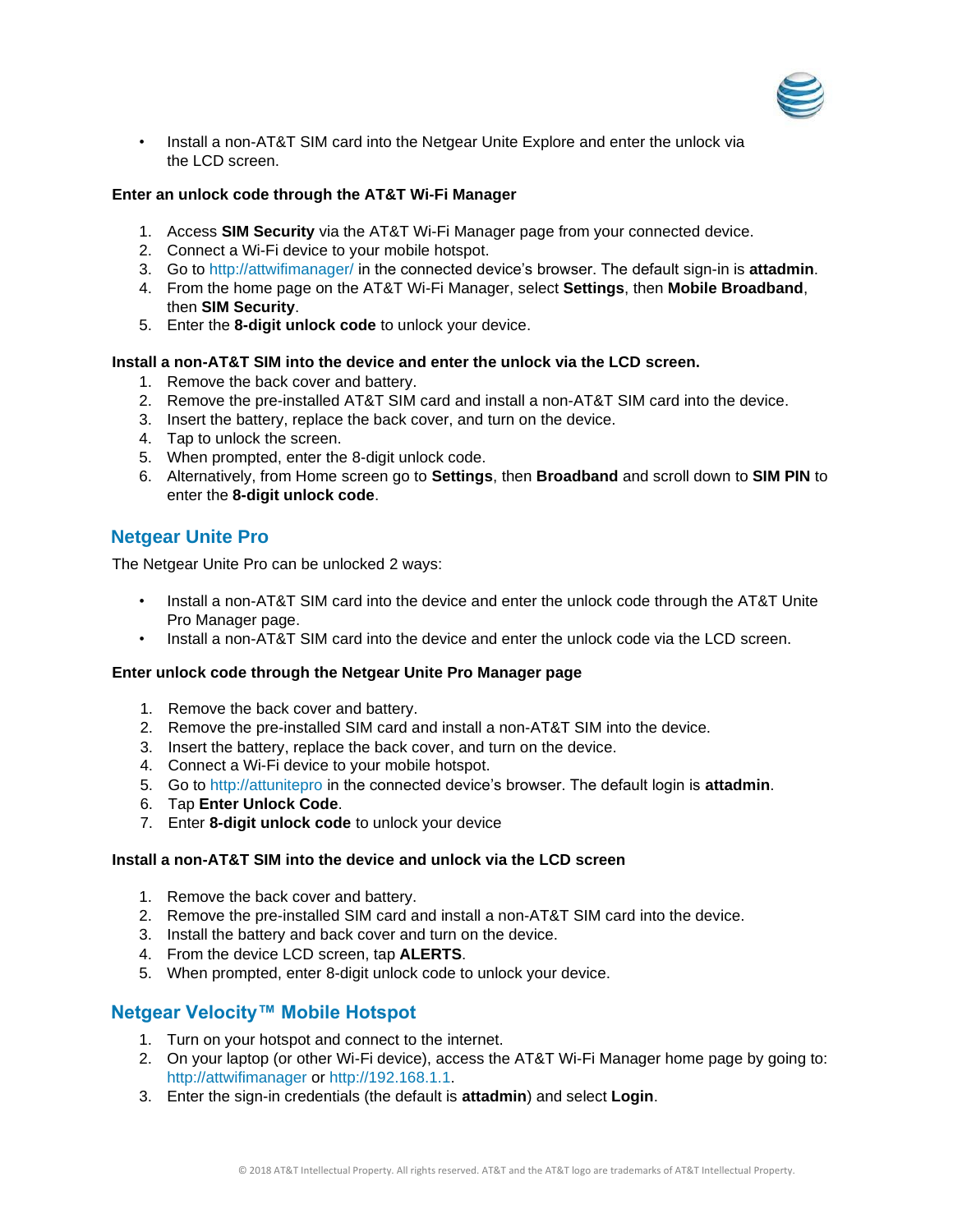- Install a non-AT&T SIM card into the Netgear Unite Explore and enter the unlock via the LCD screen.

**Enter an unlock code through the AT&T Wi-Fi Manager**

1. Access **SIM Security** via the AT&T Wi-Fi Manager page from your connected device.
2. Connect a Wi-Fi device to your mobile hotspot.
3. Go to http://attwifimanager/ in the connected device's browser. The default sign-in is **attadmin**.
4. From the home page on the AT&T Wi-Fi Manager, select **Settings**, then **Mobile Broadband**, then **SIM Security**.
5. Enter the **8-digit unlock code** to unlock your device.

**Install a non-AT&T SIM into the device and enter the unlock via the LCD screen.**

1. Remove the back cover and battery.
2. Remove the pre-installed AT&T SIM card and install a non-AT&T SIM card into the device.
3. Insert the battery, replace the back cover, and turn on the device.
4. Tap to unlock the screen.
5. When prompted, enter the 8-digit unlock code.
6. Alternatively, from Home screen go to **Settings**, then **Broadband** and scroll down to **SIM PIN** to enter the **8-digit unlock code**.

## Netgear Unite Pro

The Netgear Unite Pro can be unlocked 2 ways:

- Install a non-AT&T SIM card into the device and enter the unlock code through the AT&T Unite Pro Manager page.
- Install a non-AT&T SIM card into the device and enter the unlock code via the LCD screen.

**Enter unlock code through the Netgear Unite Pro Manager page**

1. Remove the back cover and battery.
2. Remove the pre-installed SIM card and install a non-AT&T SIM into the device.
3. Insert the battery, replace the back cover, and turn on the device.
4. Connect a Wi-Fi device to your mobile hotspot.
5. Go to http://attunitepro in the connected device's browser. The default login is **attadmin**.
6. Tap **Enter Unlock Code**.
7. Enter **8-digit unlock code** to unlock your device

**Install a non-AT&T SIM into the device and unlock via the LCD screen**

1. Remove the back cover and battery.
2. Remove the pre-installed SIM card and install a non-AT&T SIM card into the device.
3. Install the battery and back cover and turn on the device.
4. From the device LCD screen, tap **ALERTS**.
5. When prompted, enter 8-digit unlock code to unlock your device.

## Netgear Velocity™ Mobile Hotspot

1. Turn on your hotspot and connect to the internet.
2. On your laptop (or other Wi-Fi device), access the AT&T Wi-Fi Manager home page by going to: http://attwifimanager or http://192.168.1.1.
3. Enter the sign-in credentials (the default is **attadmin**) and select **Login**.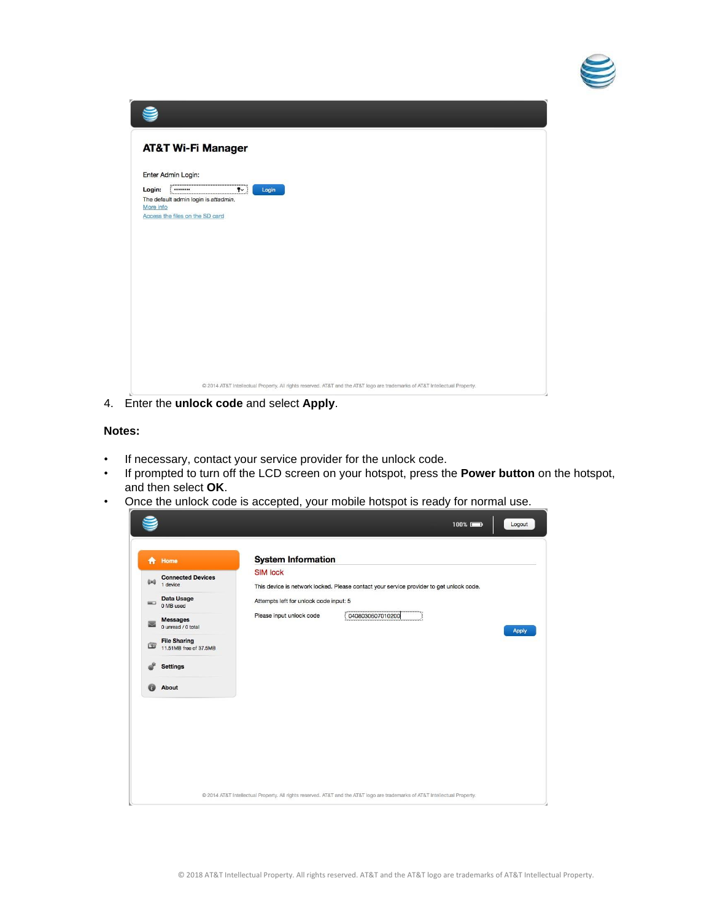AT&T Wi-Fi Manager

Enter Admin Login:

Login: •••••••• Login

The default admin login is *attadmin*.

More info

Access the files on the SD card

© 2014 AT&T Intellectual Property. All rights reserved. AT&T and the AT&T logo are trademarks of AT&T Intellectual Property.

4. Enter the **unlock code** and select **Apply**.

**Notes:**

- If necessary, contact your service provider for the unlock code.
- If prompted to turn off the LCD screen on your hotspot, press the **Power button** on the hotspot, and then select **OK**.
- Once the unlock code is accepted, your mobile hotspot is ready for normal use.

100% Logout

Home

Connected Devices
1 device

Data Usage
0 MB used

Messages
0 unread / 0 total

File Sharing
11.51MB free of 37.5MB

Settings

About

System Information

SIM lock

This device is network locked. Please contact your service provider to get unlock code.

Attempts left for unlock code input: 5

Please input unlock code 0408030607010200

Apply

© 2014 AT&T Intellectual Property. All rights reserved. AT&T and the AT&T logo are trademarks of AT&T Intellectual Property.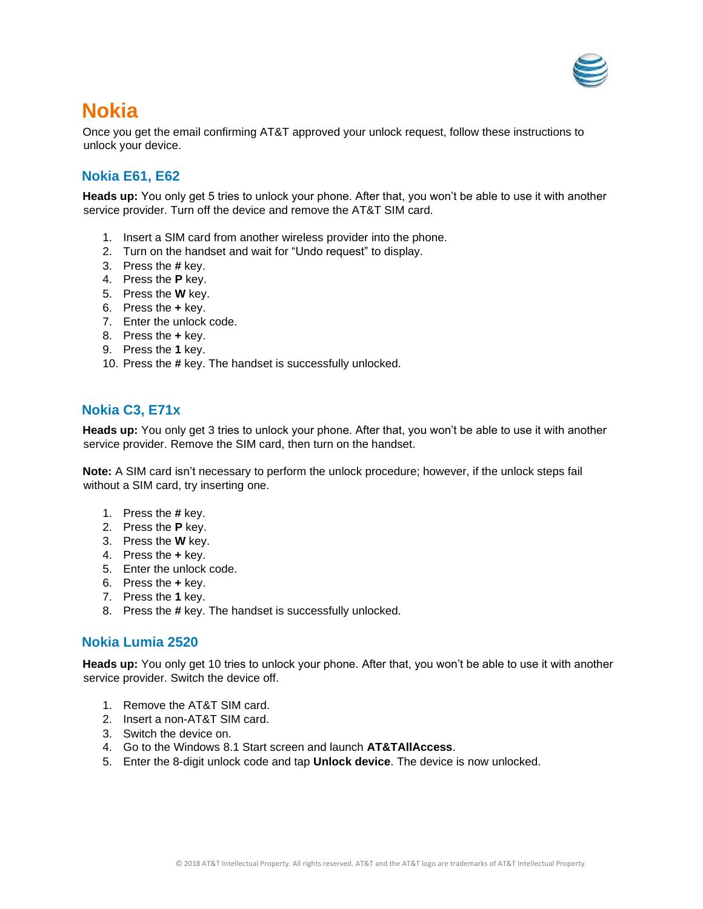# Nokia

Once you get the email confirming AT&T approved your unlock request, follow these instructions to unlock your device.

## Nokia E61, E62

**Heads up:** You only get 5 tries to unlock your phone. After that, you won't be able to use it with another service provider. Turn off the device and remove the AT&T SIM card.

1. Insert a SIM card from another wireless provider into the phone.
2. Turn on the handset and wait for "Undo request" to display.
3. Press the **#** key.
4. Press the **P** key.
5. Press the **W** key.
6. Press the **+** key.
7. Enter the unlock code.
8. Press the **+** key.
9. Press the **1** key.
10. Press the **#** key. The handset is successfully unlocked.

## Nokia C3, E71x

**Heads up:** You only get 3 tries to unlock your phone. After that, you won't be able to use it with another service provider. Remove the SIM card, then turn on the handset.

**Note:** A SIM card isn't necessary to perform the unlock procedure; however, if the unlock steps fail without a SIM card, try inserting one.

1. Press the **#** key.
2. Press the **P** key.
3. Press the **W** key.
4. Press the **+** key.
5. Enter the unlock code.
6. Press the **+** key.
7. Press the **1** key.
8. Press the **#** key. The handset is successfully unlocked.

## Nokia Lumia 2520

**Heads up:** You only get 10 tries to unlock your phone. After that, you won't be able to use it with another service provider. Switch the device off.

1. Remove the AT&T SIM card.
2. Insert a non-AT&T SIM card.
3. Switch the device on.
4. Go to the Windows 8.1 Start screen and launch **AT&TAllAccess**.
5. Enter the 8-digit unlock code and tap **Unlock device**. The device is now unlocked.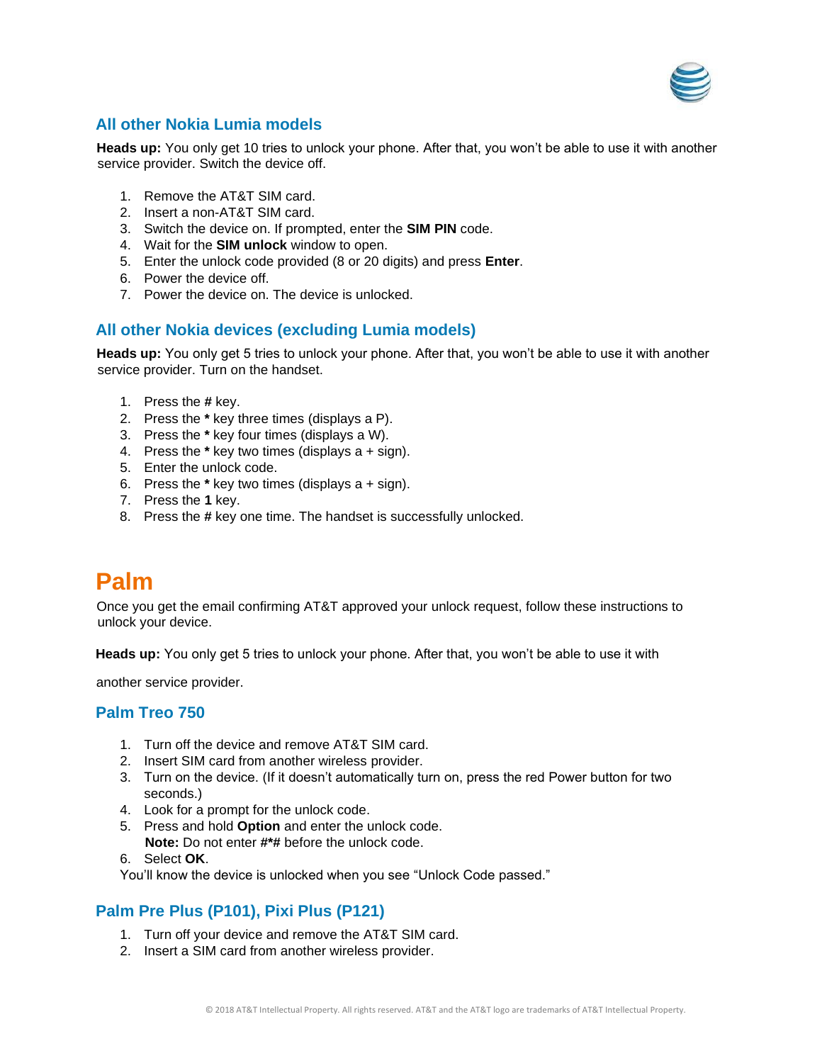### All other Nokia Lumia models

**Heads up:** You only get 10 tries to unlock your phone. After that, you won't be able to use it with another service provider. Switch the device off.

1. Remove the AT&T SIM card.
2. Insert a non-AT&T SIM card.
3. Switch the device on. If prompted, enter the **SIM PIN** code.
4. Wait for the **SIM unlock** window to open.
5. Enter the unlock code provided (8 or 20 digits) and press **Enter**.
6. Power the device off.
7. Power the device on. The device is unlocked.

### All other Nokia devices (excluding Lumia models)

**Heads up:** You only get 5 tries to unlock your phone. After that, you won't be able to use it with another service provider. Turn on the handset.

1. Press the **#** key.
2. Press the **\*** key three times (displays a P).
3. Press the **\*** key four times (displays a W).
4. Press the **\*** key two times (displays a + sign).
5. Enter the unlock code.
6. Press the **\*** key two times (displays a + sign).
7. Press the **1** key.
8. Press the **#** key one time. The handset is successfully unlocked.

## Palm

Once you get the email confirming AT&T approved your unlock request, follow these instructions to unlock your device.

**Heads up:** You only get 5 tries to unlock your phone. After that, you won't be able to use it with another service provider.

### Palm Treo 750

1. Turn off the device and remove AT&T SIM card.
2. Insert SIM card from another wireless provider.
3. Turn on the device. (If it doesn't automatically turn on, press the red Power button for two seconds.)
4. Look for a prompt for the unlock code.
5. Press and hold **Option** and enter the unlock code.
   **Note:** Do not enter **#\*#** before the unlock code.
6. Select **OK**.

You'll know the device is unlocked when you see "Unlock Code passed."

### Palm Pre Plus (P101), Pixi Plus (P121)

1. Turn off your device and remove the AT&T SIM card.
2. Insert a SIM card from another wireless provider.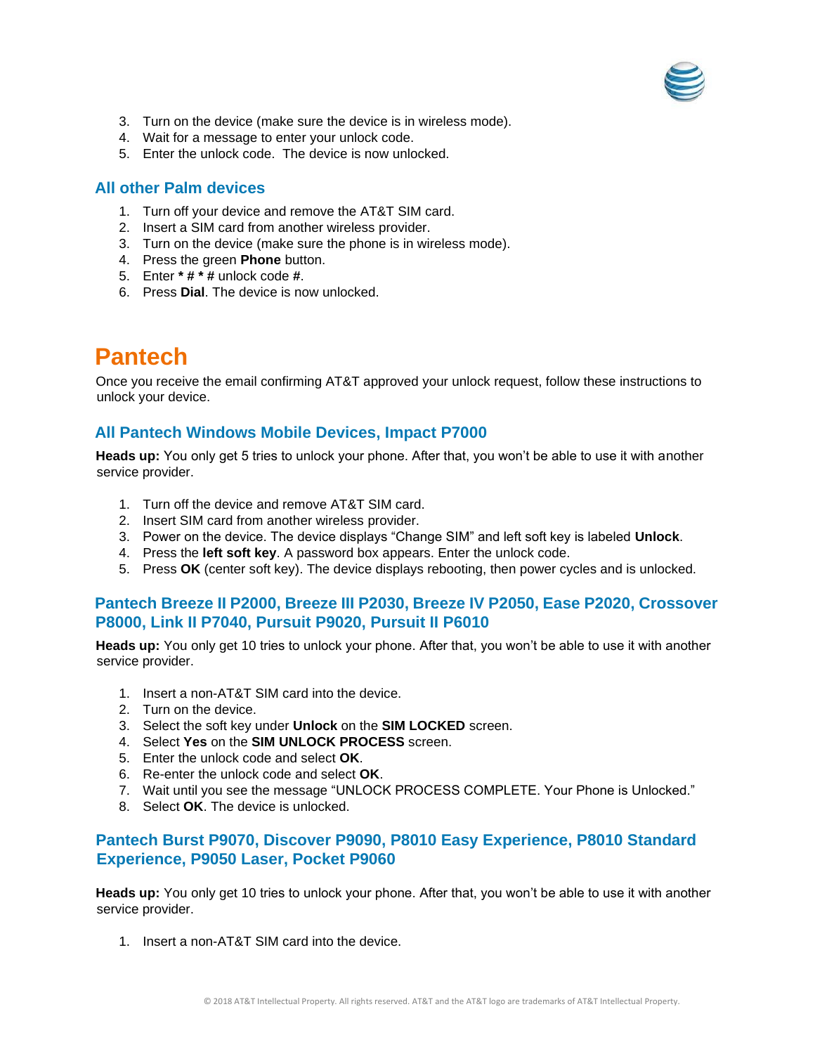3. Turn on the device (make sure the device is in wireless mode).
4. Wait for a message to enter your unlock code.
5. Enter the unlock code. The device is now unlocked.

### All other Palm devices

1. Turn off your device and remove the AT&T SIM card.
2. Insert a SIM card from another wireless provider.
3. Turn on the device (make sure the phone is in wireless mode).
4. Press the green **Phone** button.
5. Enter **\* # \* #** unlock code **#**.
6. Press **Dial**. The device is now unlocked.

## Pantech

Once you receive the email confirming AT&T approved your unlock request, follow these instructions to unlock your device.

### All Pantech Windows Mobile Devices, Impact P7000

**Heads up:** You only get 5 tries to unlock your phone. After that, you won't be able to use it with another service provider.

1. Turn off the device and remove AT&T SIM card.
2. Insert SIM card from another wireless provider.
3. Power on the device. The device displays "Change SIM" and left soft key is labeled **Unlock**.
4. Press the **left soft key**. A password box appears. Enter the unlock code.
5. Press **OK** (center soft key). The device displays rebooting, then power cycles and is unlocked.

### Pantech Breeze II P2000, Breeze III P2030, Breeze IV P2050, Ease P2020, Crossover P8000, Link II P7040, Pursuit P9020, Pursuit II P6010

**Heads up:** You only get 10 tries to unlock your phone. After that, you won't be able to use it with another service provider.

1. Insert a non-AT&T SIM card into the device.
2. Turn on the device.
3. Select the soft key under **Unlock** on the **SIM LOCKED** screen.
4. Select **Yes** on the **SIM UNLOCK PROCESS** screen.
5. Enter the unlock code and select **OK**.
6. Re-enter the unlock code and select **OK**.
7. Wait until you see the message "UNLOCK PROCESS COMPLETE. Your Phone is Unlocked."
8. Select **OK**. The device is unlocked.

### Pantech Burst P9070, Discover P9090, P8010 Easy Experience, P8010 Standard Experience, P9050 Laser, Pocket P9060

**Heads up:** You only get 10 tries to unlock your phone. After that, you won't be able to use it with another service provider.

1. Insert a non-AT&T SIM card into the device.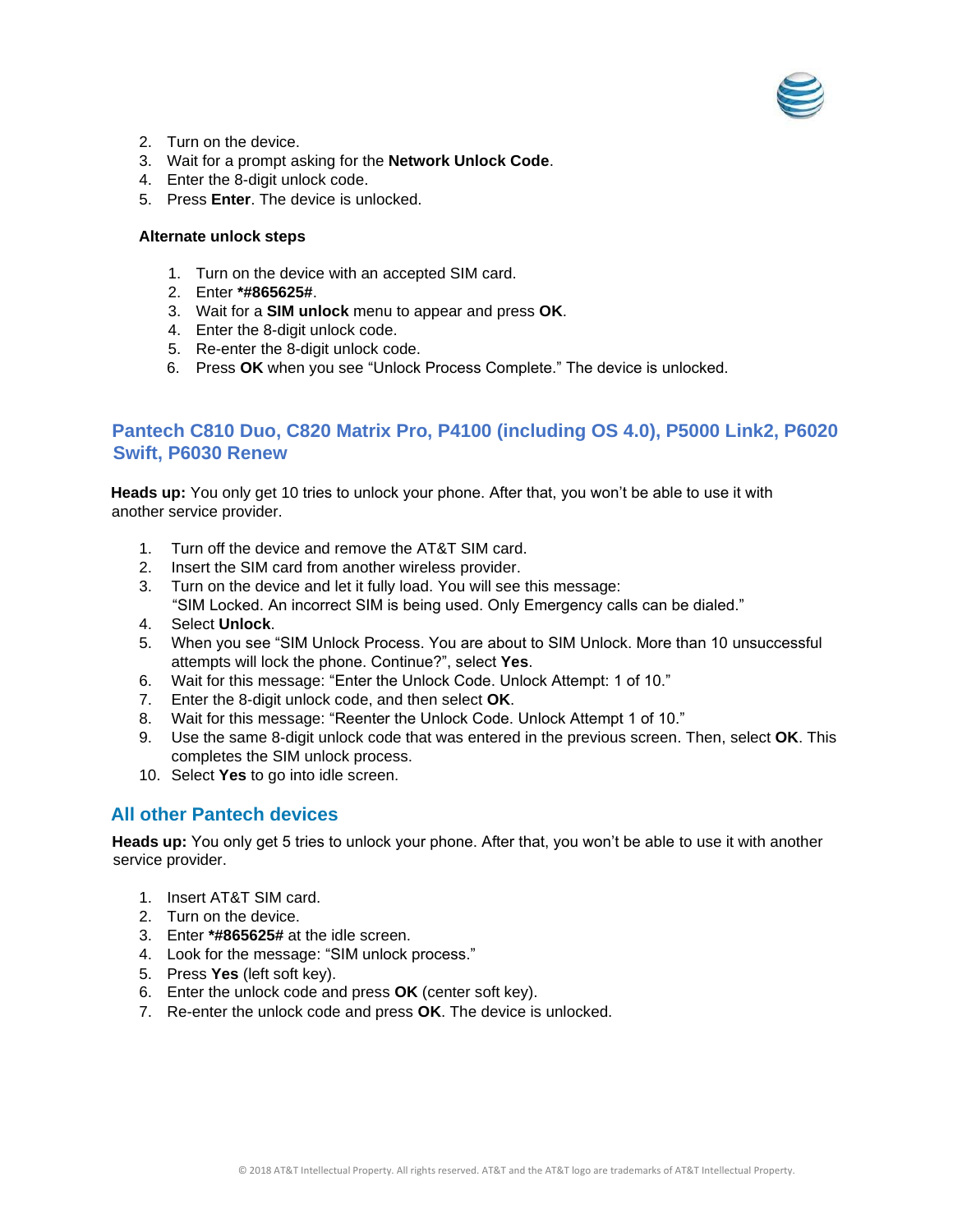2. Turn on the device.
3. Wait for a prompt asking for the **Network Unlock Code**.
4. Enter the 8-digit unlock code.
5. Press **Enter**. The device is unlocked.

**Alternate unlock steps**

1. Turn on the device with an accepted SIM card.
2. Enter ***#865625#**.
3. Wait for a **SIM unlock** menu to appear and press **OK**.
4. Enter the 8-digit unlock code.
5. Re-enter the 8-digit unlock code.
6. Press **OK** when you see "Unlock Process Complete." The device is unlocked.

## Pantech C810 Duo, C820 Matrix Pro, P4100 (including OS 4.0), P5000 Link2, P6020 Swift, P6030 Renew

**Heads up:** You only get 10 tries to unlock your phone. After that, you won't be able to use it with another service provider.

1. Turn off the device and remove the AT&T SIM card.
2. Insert the SIM card from another wireless provider.
3. Turn on the device and let it fully load. You will see this message:
   "SIM Locked. An incorrect SIM is being used. Only Emergency calls can be dialed."
4. Select **Unlock**.
5. When you see "SIM Unlock Process. You are about to SIM Unlock. More than 10 unsuccessful attempts will lock the phone. Continue?", select **Yes**.
6. Wait for this message: "Enter the Unlock Code. Unlock Attempt: 1 of 10."
7. Enter the 8-digit unlock code, and then select **OK**.
8. Wait for this message: "Reenter the Unlock Code. Unlock Attempt 1 of 10."
9. Use the same 8-digit unlock code that was entered in the previous screen. Then, select **OK**. This completes the SIM unlock process.
10. Select **Yes** to go into idle screen.

## All other Pantech devices

**Heads up:** You only get 5 tries to unlock your phone. After that, you won't be able to use it with another service provider.

1. Insert AT&T SIM card.
2. Turn on the device.
3. Enter ***#865625#** at the idle screen.
4. Look for the message: "SIM unlock process."
5. Press **Yes** (left soft key).
6. Enter the unlock code and press **OK** (center soft key).
7. Re-enter the unlock code and press **OK**. The device is unlocked.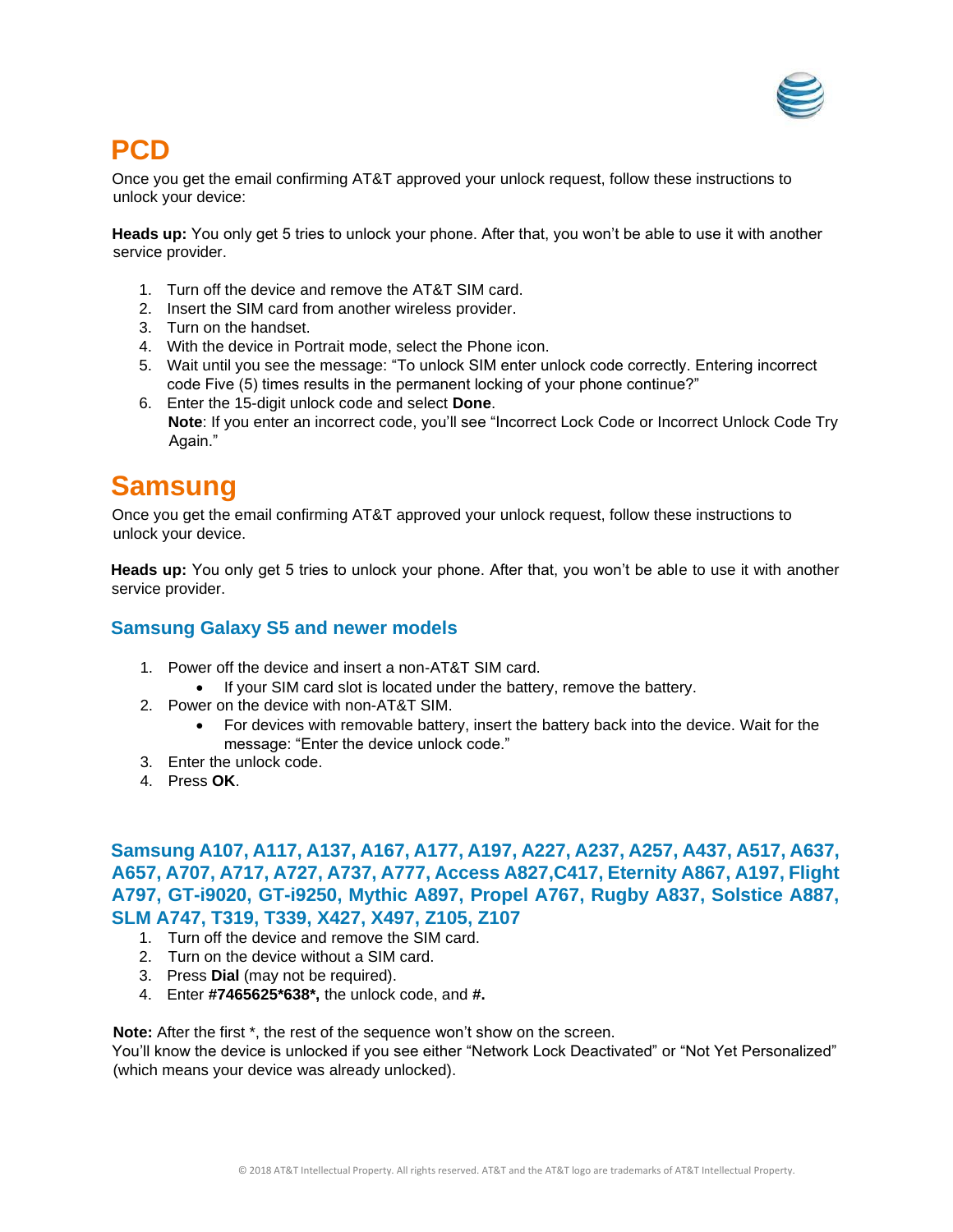# PCD

Once you get the email confirming AT&T approved your unlock request, follow these instructions to unlock your device:

**Heads up:** You only get 5 tries to unlock your phone. After that, you won't be able to use it with another service provider.

1. Turn off the device and remove the AT&T SIM card.
2. Insert the SIM card from another wireless provider.
3. Turn on the handset.
4. With the device in Portrait mode, select the Phone icon.
5. Wait until you see the message: "To unlock SIM enter unlock code correctly. Entering incorrect code Five (5) times results in the permanent locking of your phone continue?"
6. Enter the 15-digit unlock code and select **Done**.
   **Note**: If you enter an incorrect code, you'll see "Incorrect Lock Code or Incorrect Unlock Code Try Again."

# Samsung

Once you get the email confirming AT&T approved your unlock request, follow these instructions to unlock your device.

**Heads up:** You only get 5 tries to unlock your phone. After that, you won't be able to use it with another service provider.

## Samsung Galaxy S5 and newer models

1. Power off the device and insert a non-AT&T SIM card.
   - If your SIM card slot is located under the battery, remove the battery.
2. Power on the device with non-AT&T SIM.
   - For devices with removable battery, insert the battery back into the device. Wait for the message: "Enter the device unlock code."
3. Enter the unlock code.
4. Press **OK**.

## Samsung A107, A117, A137, A167, A177, A197, A227, A237, A257, A437, A517, A637, A657, A707, A717, A727, A737, A777, Access A827,C417, Eternity A867, A197, Flight A797, GT-i9020, GT-i9250, Mythic A897, Propel A767, Rugby A837, Solstice A887, SLM A747, T319, T339, X427, X497, Z105, Z107

1. Turn off the device and remove the SIM card.
2. Turn on the device without a SIM card.
3. Press **Dial** (may not be required).
4. Enter **#7465625*638*,** the unlock code, and **#.**

**Note:** After the first *, the rest of the sequence won't show on the screen.
You'll know the device is unlocked if you see either "Network Lock Deactivated" or "Not Yet Personalized" (which means your device was already unlocked).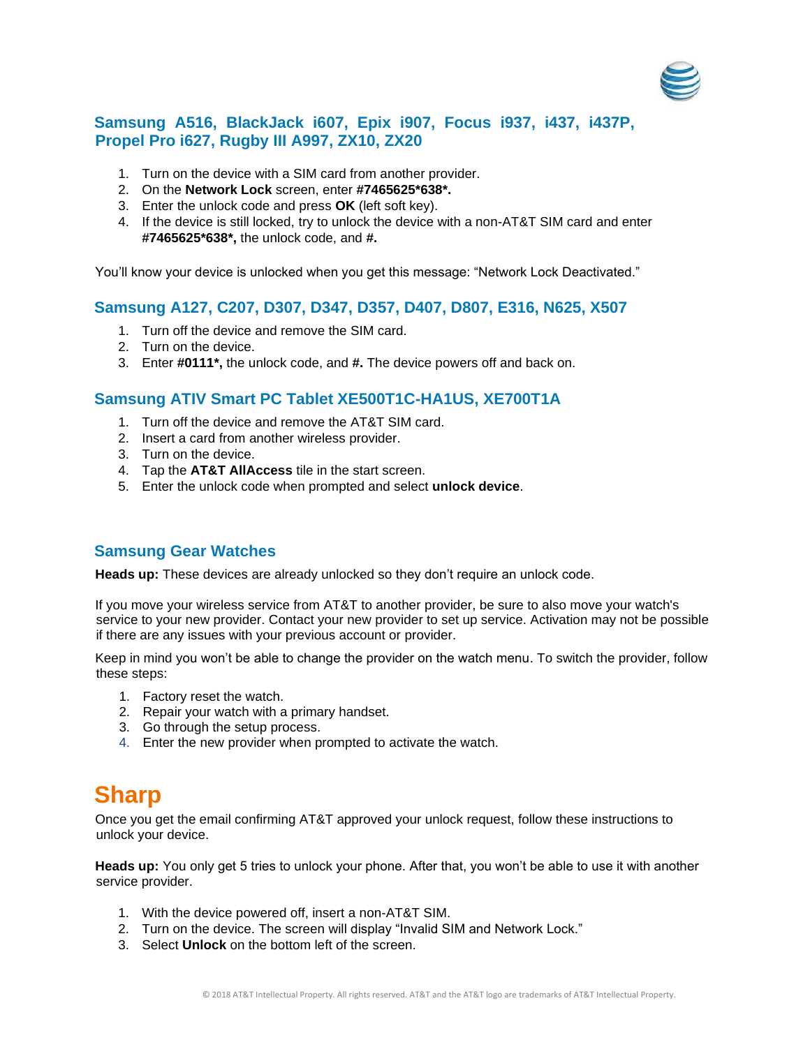### Samsung A516, BlackJack i607, Epix i907, Focus i937, i437, i437P, Propel Pro i627, Rugby III A997, ZX10, ZX20

1. Turn on the device with a SIM card from another provider.
2. On the **Network Lock** screen, enter **#7465625*638*.**
3. Enter the unlock code and press **OK** (left soft key).
4. If the device is still locked, try to unlock the device with a non-AT&T SIM card and enter **#7465625*638*,** the unlock code, and **#.**

You'll know your device is unlocked when you get this message: "Network Lock Deactivated."

### Samsung A127, C207, D307, D347, D357, D407, D807, E316, N625, X507

1. Turn off the device and remove the SIM card.
2. Turn on the device.
3. Enter **#0111*,** the unlock code, and **#.** The device powers off and back on.

### Samsung ATIV Smart PC Tablet XE500T1C-HA1US, XE700T1A

1. Turn off the device and remove the AT&T SIM card.
2. Insert a card from another wireless provider.
3. Turn on the device.
4. Tap the **AT&T AllAccess** tile in the start screen.
5. Enter the unlock code when prompted and select **unlock device**.

### Samsung Gear Watches

**Heads up:** These devices are already unlocked so they don't require an unlock code.

If you move your wireless service from AT&T to another provider, be sure to also move your watch's service to your new provider. Contact your new provider to set up service. Activation may not be possible if there are any issues with your previous account or provider.

Keep in mind you won't be able to change the provider on the watch menu. To switch the provider, follow these steps:

1. Factory reset the watch.
2. Repair your watch with a primary handset.
3. Go through the setup process.
4. Enter the new provider when prompted to activate the watch.

## Sharp

Once you get the email confirming AT&T approved your unlock request, follow these instructions to unlock your device.

**Heads up:** You only get 5 tries to unlock your phone. After that, you won't be able to use it with another service provider.

1. With the device powered off, insert a non-AT&T SIM.
2. Turn on the device. The screen will display "Invalid SIM and Network Lock."
3. Select **Unlock** on the bottom left of the screen.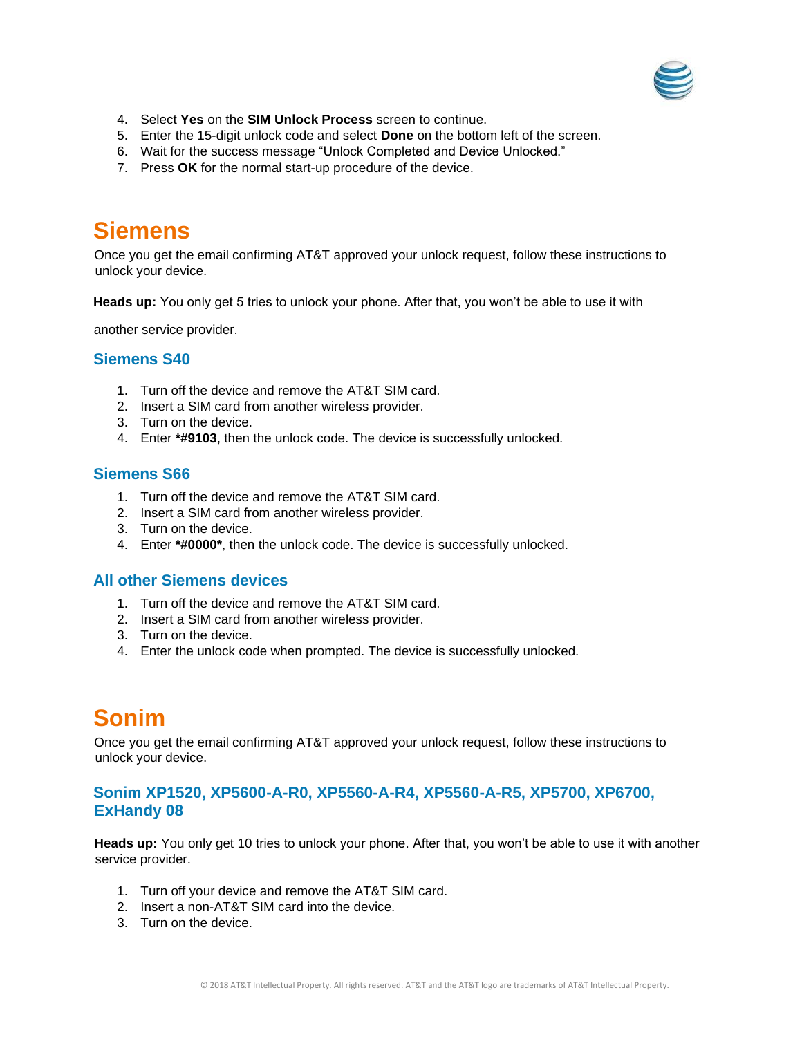4. Select **Yes** on the **SIM Unlock Process** screen to continue.
5. Enter the 15-digit unlock code and select **Done** on the bottom left of the screen.
6. Wait for the success message “Unlock Completed and Device Unlocked.”
7. Press **OK** for the normal start-up procedure of the device.

# Siemens

Once you get the email confirming AT&T approved your unlock request, follow these instructions to unlock your device.

**Heads up:** You only get 5 tries to unlock your phone. After that, you won’t be able to use it with another service provider.

## Siemens S40

1. Turn off the device and remove the AT&T SIM card.
2. Insert a SIM card from another wireless provider.
3. Turn on the device.
4. Enter ***#9103**, then the unlock code. The device is successfully unlocked.

## Siemens S66

1. Turn off the device and remove the AT&T SIM card.
2. Insert a SIM card from another wireless provider.
3. Turn on the device.
4. Enter ***#0000***, then the unlock code. The device is successfully unlocked.

## All other Siemens devices

1. Turn off the device and remove the AT&T SIM card.
2. Insert a SIM card from another wireless provider.
3. Turn on the device.
4. Enter the unlock code when prompted. The device is successfully unlocked.

# Sonim

Once you get the email confirming AT&T approved your unlock request, follow these instructions to unlock your device.

## Sonim XP1520, XP5600-A-R0, XP5560-A-R4, XP5560-A-R5, XP5700, XP6700, ExHandy 08

**Heads up:** You only get 10 tries to unlock your phone. After that, you won’t be able to use it with another service provider.

1. Turn off your device and remove the AT&T SIM card.
2. Insert a non-AT&T SIM card into the device.
3. Turn on the device.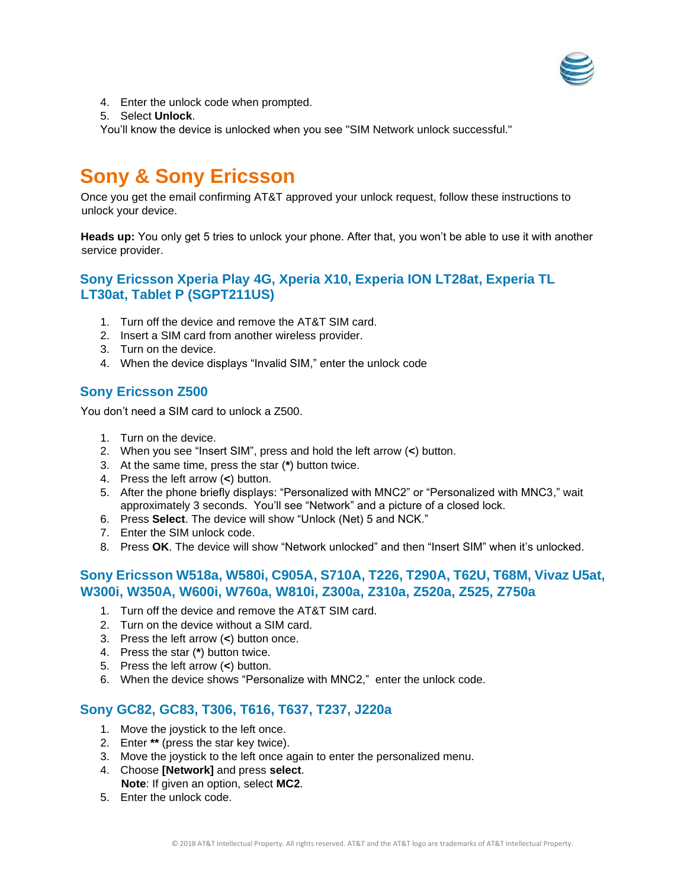4. Enter the unlock code when prompted.
5. Select **Unlock**.

You'll know the device is unlocked when you see "SIM Network unlock successful."

# Sony & Sony Ericsson

Once you get the email confirming AT&T approved your unlock request, follow these instructions to unlock your device.

**Heads up:** You only get 5 tries to unlock your phone. After that, you won't be able to use it with another service provider.

## Sony Ericsson Xperia Play 4G, Xperia X10, Experia ION LT28at, Experia TL LT30at, Tablet P (SGPT211US)

1. Turn off the device and remove the AT&T SIM card.
2. Insert a SIM card from another wireless provider.
3. Turn on the device.
4. When the device displays "Invalid SIM," enter the unlock code

## Sony Ericsson Z500

You don't need a SIM card to unlock a Z500.

1. Turn on the device.
2. When you see "Insert SIM", press and hold the left arrow (**<**) button.
3. At the same time, press the star (**\***) button twice.
4. Press the left arrow (**<**) button.
5. After the phone briefly displays: "Personalized with MNC2" or "Personalized with MNC3," wait approximately 3 seconds. You'll see "Network" and a picture of a closed lock.
6. Press **Select**. The device will show "Unlock (Net) 5 and NCK."
7. Enter the SIM unlock code.
8. Press **OK**. The device will show "Network unlocked" and then "Insert SIM" when it's unlocked.

## Sony Ericsson W518a, W580i, C905A, S710A, T226, T290A, T62U, T68M, Vivaz U5at, W300i, W350A, W600i, W760a, W810i, Z300a, Z310a, Z520a, Z525, Z750a

1. Turn off the device and remove the AT&T SIM card.
2. Turn on the device without a SIM card.
3. Press the left arrow (**<**) button once.
4. Press the star (**\***) button twice.
5. Press the left arrow (**<**) button.
6. When the device shows "Personalize with MNC2," enter the unlock code.

## Sony GC82, GC83, T306, T616, T637, T237, J220a

1. Move the joystick to the left once.
2. Enter **\*\*** (press the star key twice).
3. Move the joystick to the left once again to enter the personalized menu.
4. Choose **[Network]** and press **select**.
   **Note**: If given an option, select **MC2**.
5. Enter the unlock code.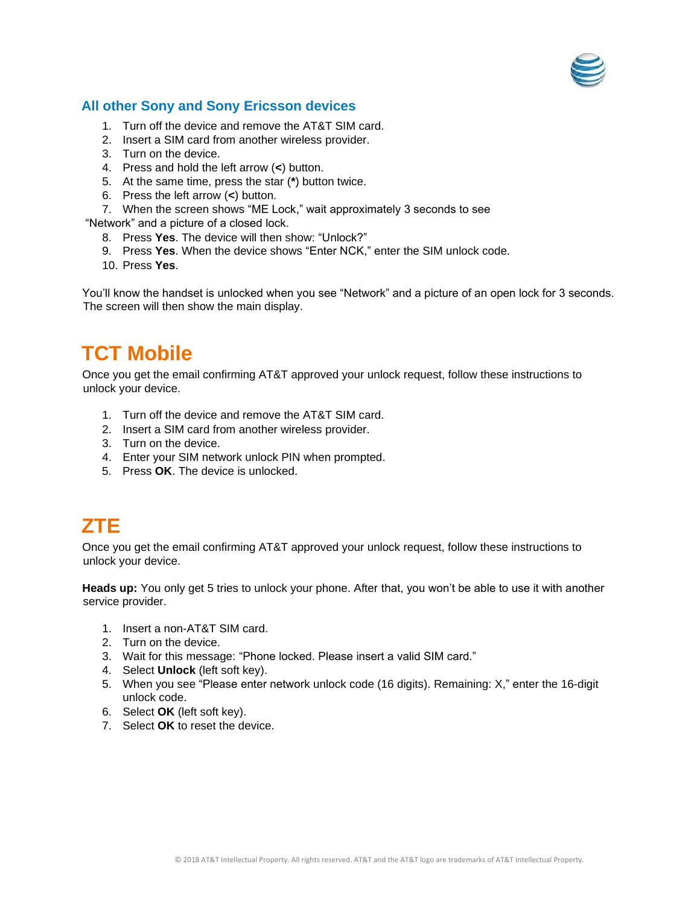### All other Sony and Sony Ericsson devices

1. Turn off the device and remove the AT&T SIM card.
2. Insert a SIM card from another wireless provider.
3. Turn on the device.
4. Press and hold the left arrow (**<**) button.
5. At the same time, press the star (**\***) button twice.
6. Press the left arrow (**<**) button.
7. When the screen shows “ME Lock,” wait approximately 3 seconds to see “Network” and a picture of a closed lock.
8. Press **Yes**. The device will then show: “Unlock?”
9. Press **Yes**. When the device shows “Enter NCK,” enter the SIM unlock code.
10. Press **Yes**.

You’ll know the handset is unlocked when you see “Network” and a picture of an open lock for 3 seconds. The screen will then show the main display.

## TCT Mobile

Once you get the email confirming AT&T approved your unlock request, follow these instructions to unlock your device.

1. Turn off the device and remove the AT&T SIM card.
2. Insert a SIM card from another wireless provider.
3. Turn on the device.
4. Enter your SIM network unlock PIN when prompted.
5. Press **OK**. The device is unlocked.

## ZTE

Once you get the email confirming AT&T approved your unlock request, follow these instructions to unlock your device.

**Heads up:** You only get 5 tries to unlock your phone. After that, you won’t be able to use it with another service provider.

1. Insert a non-AT&T SIM card.
2. Turn on the device.
3. Wait for this message: “Phone locked. Please insert a valid SIM card.”
4. Select **Unlock** (left soft key).
5. When you see “Please enter network unlock code (16 digits). Remaining: X,” enter the 16-digit unlock code.
6. Select **OK** (left soft key).
7. Select **OK** to reset the device.

© 2018 AT&T Intellectual Property. All rights reserved. AT&T and the AT&T logo are trademarks of AT&T Intellectual Property.